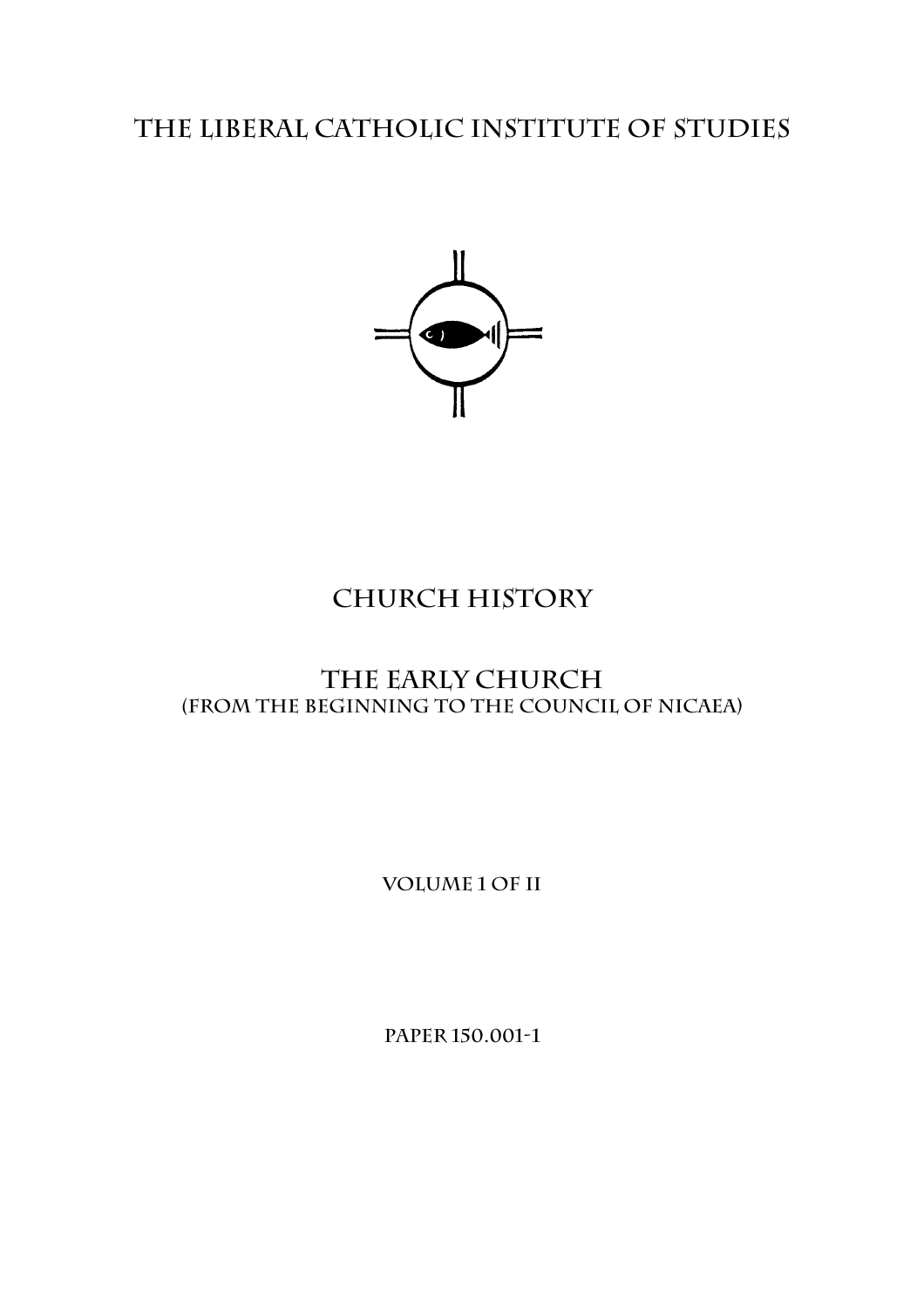# The Liberal Catholic Institute of Studies

# Church History

## The Early Church

### (From the Beginning to the Council of Nicaea)

Volume 1 of II

Paper 150.001-1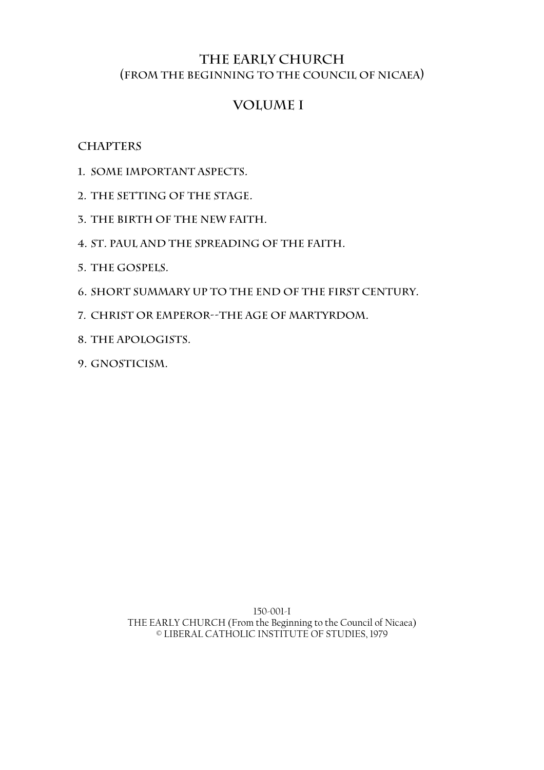# THE EARLY CHURCH
## (FROM THE BEGINNING TO THE COUNCIL OF NICAEA)

## VOLUME I

### CHAPTERS

1. SOME IMPORTANT ASPECTS.
2. THE SETTING OF THE STAGE.
3. THE BIRTH OF THE NEW FAITH.
4. ST. PAUL AND THE SPREADING OF THE FAITH.
5. THE GOSPELS.
6. SHORT SUMMARY UP TO THE END OF THE FIRST CENTURY.
7. CHRIST OR EMPEROR--THE AGE OF MARTYRDOM.
8. THE APOLOGISTS.
9. GNOSTICISM.

150-001-I
THE EARLY CHURCH (From the Beginning to the Council of Nicaea)
© LIBERAL CATHOLIC INSTITUTE OF STUDIES, 1979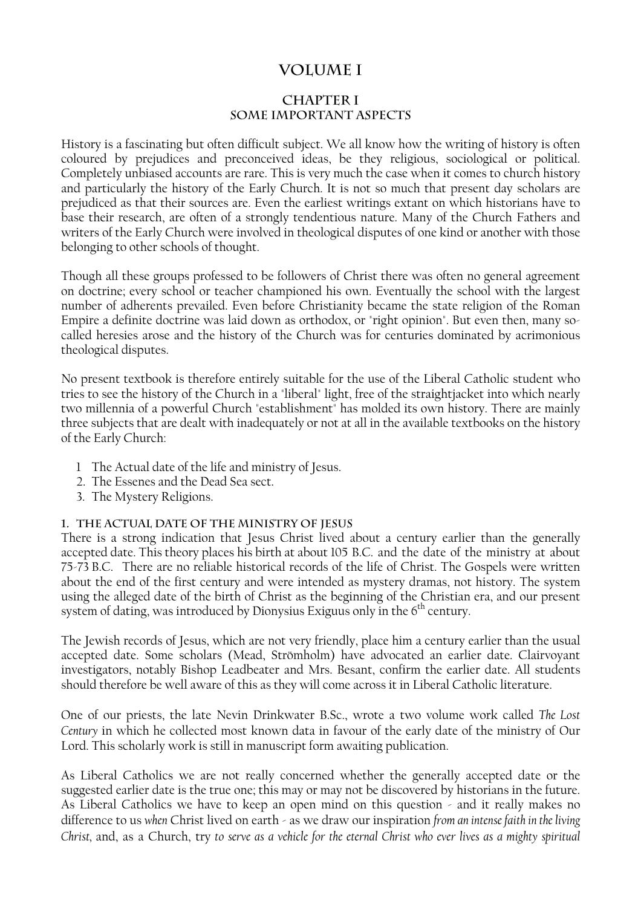# VOLUME I

## CHAPTER I
## SOME IMPORTANT ASPECTS

History is a fascinating but often difficult subject. We all know how the writing of history is often coloured by prejudices and preconceived ideas, be they religious, sociological or political. Completely unbiased accounts are rare. This is very much the case when it comes to church history and particularly the history of the Early Church. It is not so much that present day scholars are prejudiced as that their sources are. Even the earliest writings extant on which historians have to base their research, are often of a strongly tendentious nature. Many of the Church Fathers and writers of the Early Church were involved in theological disputes of one kind or another with those belonging to other schools of thought.

Though all these groups professed to be followers of Christ there was often no general agreement on doctrine; every school or teacher championed his own. Eventually the school with the largest number of adherents prevailed. Even before Christianity became the state religion of the Roman Empire a definite doctrine was laid down as orthodox, or "right opinion". But even then, many so-called heresies arose and the history of the Church was for centuries dominated by acrimonious theological disputes.

No present textbook is therefore entirely suitable for the use of the Liberal Catholic student who tries to see the history of the Church in a "liberal" light, free of the straightjacket into which nearly two millennia of a powerful Church "establishment" has molded its own history. There are mainly three subjects that are dealt with inadequately or not at all in the available textbooks on the history of the Early Church:

1. The Actual date of the life and ministry of Jesus.
2. The Essenes and the Dead Sea sect.
3. The Mystery Religions.

### 1. THE ACTUAL DATE OF THE MINISTRY OF JESUS

There is a strong indication that Jesus Christ lived about a century earlier than the generally accepted date. This theory places his birth at about 105 B.C. and the date of the ministry at about 75-73 B.C. There are no reliable historical records of the life of Christ. The Gospels were written about the end of the first century and were intended as mystery dramas, not history. The system using the alleged date of the birth of Christ as the beginning of the Christian era, and our present system of dating, was introduced by Dionysius Exiguus only in the 6th century.

The Jewish records of Jesus, which are not very friendly, place him a century earlier than the usual accepted date. Some scholars (Mead, Strömholm) have advocated an earlier date. Clairvoyant investigators, notably Bishop Leadbeater and Mrs. Besant, confirm the earlier date. All students should therefore be well aware of this as they will come across it in Liberal Catholic literature.

One of our priests, the late Nevin Drinkwater B.Sc., wrote a two volume work called *The Lost Century* in which he collected most known data in favour of the early date of the ministry of Our Lord. This scholarly work is still in manuscript form awaiting publication.

As Liberal Catholics we are not really concerned whether the generally accepted date or the suggested earlier date is the true one; this may or may not be discovered by historians in the future. As Liberal Catholics we have to keep an open mind on this question - and it really makes no difference to us *when* Christ lived on earth - as we draw our inspiration *from an intense faith in the living Christ*, and, as a Church, try *to serve as a vehicle for the eternal Christ who ever lives as a mighty spiritual*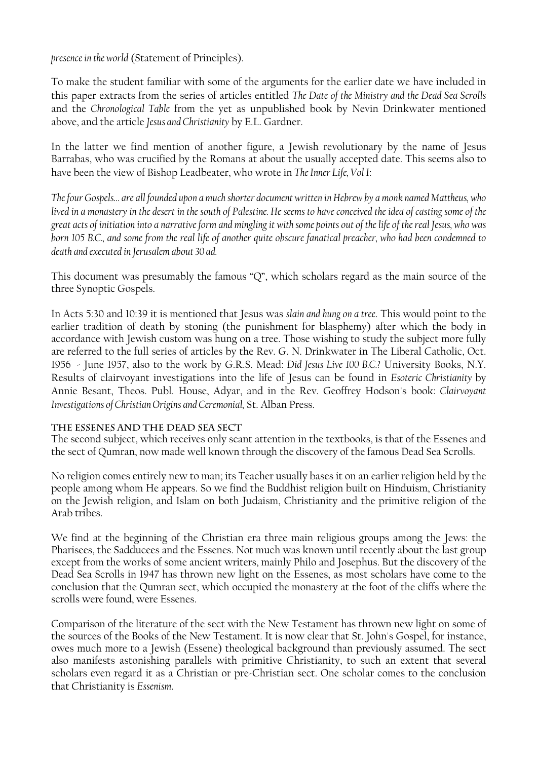*presence in the world* (Statement of Principles).

To make the student familiar with some of the arguments for the earlier date we have included in this paper extracts from the series of articles entitled *The Date of the Ministry and the Dead Sea Scrolls* and the *Chronological Table* from the yet as unpublished book by Nevin Drinkwater mentioned above, and the article *Jesus and Christianity* by E.L. Gardner.

In the latter we find mention of another figure, a Jewish revolutionary by the name of Jesus Barrabas, who was crucified by the Romans at about the usually accepted date. This seems also to have been the view of Bishop Leadbeater, who wrote in *The Inner Life, Vol I*:

*The four Gospels... are all founded upon a much shorter document written in Hebrew by a monk named Mattheus, who lived in a monastery in the desert in the south of Palestine. He seems to have conceived the idea of casting some of the great acts of initiation into a narrative form and mingling it with some points out of the life of the real Jesus, who was born 105 B.C., and some from the real life of another quite obscure fanatical preacher, who had been condemned to death and executed in Jerusalem about 30 ad.*

This document was presumably the famous "Q", which scholars regard as the main source of the three Synoptic Gospels.

In Acts 5:30 and 10:39 it is mentioned that Jesus was *slain and hung on a tree*. This would point to the earlier tradition of death by stoning (the punishment for blasphemy) after which the body in accordance with Jewish custom was hung on a tree. Those wishing to study the subject more fully are referred to the full series of articles by the Rev. G. N. Drinkwater in The Liberal Catholic, Oct. 1956 - June 1957, also to the work by G.R.S. Mead: *Did Jesus Live 100 B.C.?* University Books, N.Y. Results of clairvoyant investigations into the life of Jesus can be found in *Esoteric Christianity* by Annie Besant, Theos. Publ. House, Adyar, and in the Rev. Geoffrey Hodson's book: *Clairvoyant Investigations of Christian Origins and Ceremonial*, St. Alban Press.

### The Essenes and the Dead Sea Sect

The second subject, which receives only scant attention in the textbooks, is that of the Essenes and the sect of Qumran, now made well known through the discovery of the famous Dead Sea Scrolls.

No religion comes entirely new to man; its Teacher usually bases it on an earlier religion held by the people among whom He appears. So we find the Buddhist religion built on Hinduism, Christianity on the Jewish religion, and Islam on both Judaism, Christianity and the primitive religion of the Arab tribes.

We find at the beginning of the Christian era three main religious groups among the Jews: the Pharisees, the Sadducees and the Essenes. Not much was known until recently about the last group except from the works of some ancient writers, mainly Philo and Josephus. But the discovery of the Dead Sea Scrolls in 1947 has thrown new light on the Essenes, as most scholars have come to the conclusion that the Qumran sect, which occupied the monastery at the foot of the cliffs where the scrolls were found, were Essenes.

Comparison of the literature of the sect with the New Testament has thrown new light on some of the sources of the Books of the New Testament. It is now clear that St. John's Gospel, for instance, owes much more to a Jewish (Essene) theological background than previously assumed. The sect also manifests astonishing parallels with primitive Christianity, to such an extent that several scholars even regard it as a Christian or pre-Christian sect. One scholar comes to the conclusion that Christianity is *Essenism*.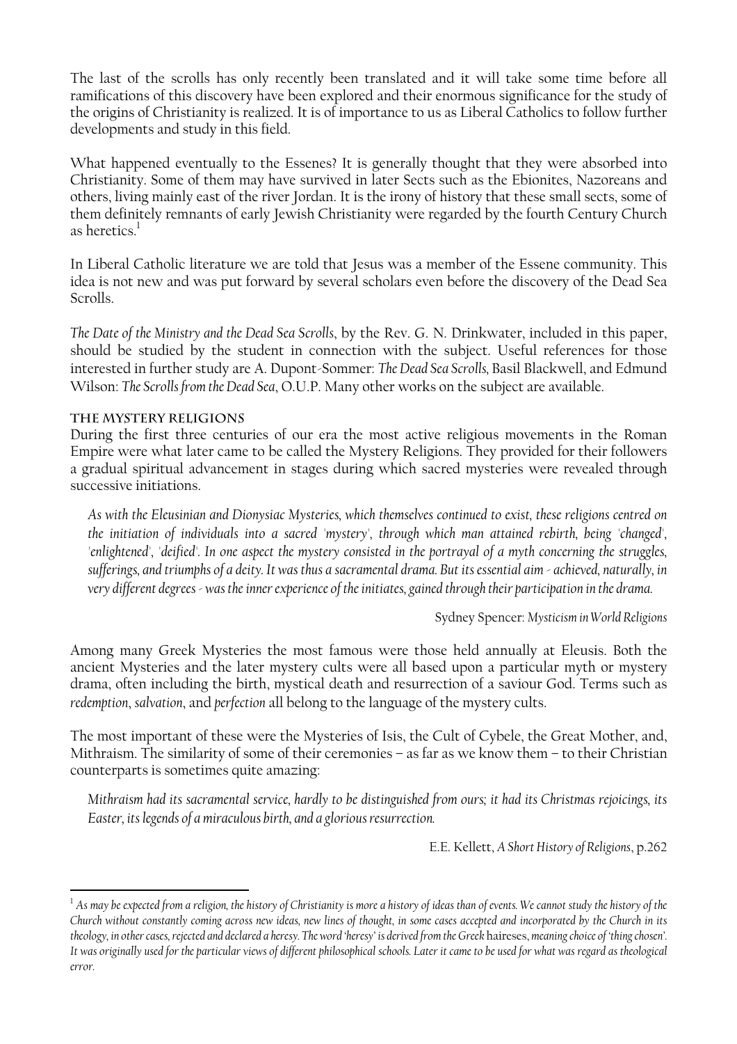The last of the scrolls has only recently been translated and it will take some time before all ramifications of this discovery have been explored and their enormous significance for the study of the origins of Christianity is realized. It is of importance to us as Liberal Catholics to follow further developments and study in this field.

What happened eventually to the Essenes? It is generally thought that they were absorbed into Christianity. Some of them may have survived in later Sects such as the Ebionites, Nazoreans and others, living mainly east of the river Jordan. It is the irony of history that these small sects, some of them definitely remnants of early Jewish Christianity were regarded by the fourth Century Church as heretics.[1]

In Liberal Catholic literature we are told that Jesus was a member of the Essene community. This idea is not new and was put forward by several scholars even before the discovery of the Dead Sea Scrolls.

*The Date of the Ministry and the Dead Sea Scrolls*, by the Rev. G. N. Drinkwater, included in this paper, should be studied by the student in connection with the subject. Useful references for those interested in further study are A. Dupont-Sommer: *The Dead Sea Scrolls*, Basil Blackwell, and Edmund Wilson: *The Scrolls from the Dead Sea*, O.U.P. Many other works on the subject are available.

### THE MYSTERY RELIGIONS

During the first three centuries of our era the most active religious movements in the Roman Empire were what later came to be called the Mystery Religions. They provided for their followers a gradual spiritual advancement in stages during which sacred mysteries were revealed through successive initiations.

> *As with the Eleusinian and Dionysiac Mysteries, which themselves continued to exist, these religions centred on the initiation of individuals into a sacred 'mystery', through which man attained rebirth, being 'changed', 'enlightened', 'deified'. In one aspect the mystery consisted in the portrayal of a myth concerning the struggles, sufferings, and triumphs of a deity. It was thus a sacramental drama. But its essential aim - achieved, naturally, in very different degrees - was the inner experience of the initiates, gained through their participation in the drama.*
>
> Sydney Spencer: *Mysticism in World Religions*

Among many Greek Mysteries the most famous were those held annually at Eleusis. Both the ancient Mysteries and the later mystery cults were all based upon a particular myth or mystery drama, often including the birth, mystical death and resurrection of a saviour God. Terms such as *redemption*, *salvation*, and *perfection* all belong to the language of the mystery cults.

The most important of these were the Mysteries of Isis, the Cult of Cybele, the Great Mother, and, Mithraism. The similarity of some of their ceremonies – as far as we know them – to their Christian counterparts is sometimes quite amazing:

> *Mithraism had its sacramental service, hardly to be distinguished from ours; it had its Christmas rejoicings, its Easter, its legends of a miraculous birth, and a glorious resurrection.*
>
> E.E. Kellett, *A Short History of Religions*, p.262

---

[1] *As may be expected from a religion, the history of Christianity is more a history of ideas than of events. We cannot study the history of the Church without constantly coming across new ideas, new lines of thought, in some cases accepted and incorporated by the Church in its theology, in other cases, rejected and declared a heresy. The word 'heresy' is derived from the Greek* haireses, *meaning choice of 'thing chosen'. It was originally used for the particular views of different philosophical schools. Later it came to be used for what was regard as theological error.*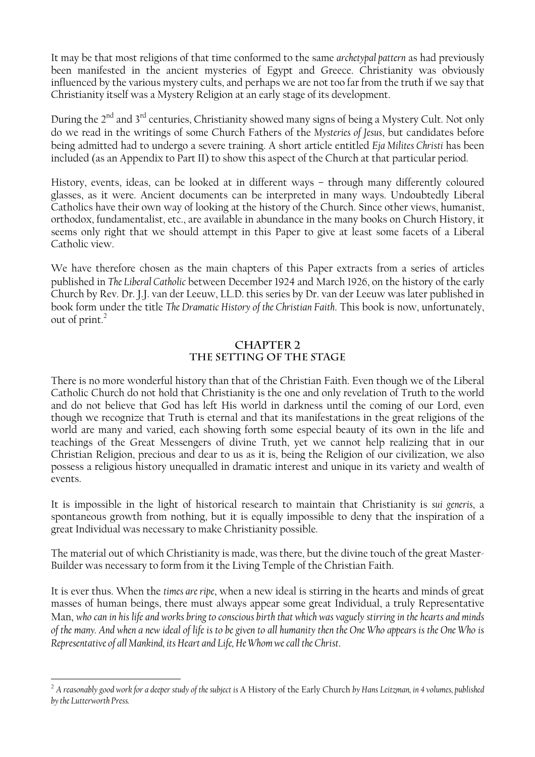It may be that most religions of that time conformed to the same *archetypal pattern* as had previously been manifested in the ancient mysteries of Egypt and Greece. Christianity was obviously influenced by the various mystery cults, and perhaps we are not too far from the truth if we say that Christianity itself was a Mystery Religion at an early stage of its development.

During the 2nd and 3rd centuries, Christianity showed many signs of being a Mystery Cult. Not only do we read in the writings of some Church Fathers of the *Mysteries of Jesus*, but candidates before being admitted had to undergo a severe training. A short article entitled *Eja Milites Christi* has been included (as an Appendix to Part II) to show this aspect of the Church at that particular period.

History, events, ideas, can be looked at in different ways – through many differently coloured glasses, as it were. Ancient documents can be interpreted in many ways. Undoubtedly Liberal Catholics have their own way of looking at the history of the Church. Since other views, humanist, orthodox, fundamentalist, etc., are available in abundance in the many books on Church History, it seems only right that we should attempt in this Paper to give at least some facets of a Liberal Catholic view.

We have therefore chosen as the main chapters of this Paper extracts from a series of articles published in *The Liberal Catholic* between December 1924 and March 1926, on the history of the early Church by Rev. Dr. J.J. van der Leeuw, LL.D. this series by Dr. van der Leeuw was later published in book form under the title *The Dramatic History of the Christian Faith*. This book is now, unfortunately, out of print.[2]

## CHAPTER 2
## THE SETTING OF THE STAGE

There is no more wonderful history than that of the Christian Faith. Even though we of the Liberal Catholic Church do not hold that Christianity is the one and only revelation of Truth to the world and do not believe that God has left His world in darkness until the coming of our Lord, even though we recognize that Truth is eternal and that its manifestations in the great religions of the world are many and varied, each showing forth some especial beauty of its own in the life and teachings of the Great Messengers of divine Truth, yet we cannot help realizing that in our Christian Religion, precious and dear to us as it is, being the Religion of our civilization, we also possess a religious history unequalled in dramatic interest and unique in its variety and wealth of events.

It is impossible in the light of historical research to maintain that Christianity is *sui generis*, a spontaneous growth from nothing, but it is equally impossible to deny that the inspiration of a great Individual was necessary to make Christianity possible.

The material out of which Christianity is made, was there, but the divine touch of the great Master-Builder was necessary to form from it the Living Temple of the Christian Faith.

It is ever thus. When the *times are ripe*, when a new ideal is stirring in the hearts and minds of great masses of human beings, there must always appear some great Individual, a truly Representative Man, *who can in his life and works bring to conscious birth that which was vaguely stirring in the hearts and minds of the many. And when a new ideal of life is to be given to all humanity then the One Who appears is the One Who is Representative of all Mankind, its Heart and Life, He Whom we call the Christ.*

---

[2] *A reasonably good work for a deeper study of the subject is* A History of the Early Church *by Hans Leitzman, in 4 volumes, published by the Lutterworth Press.*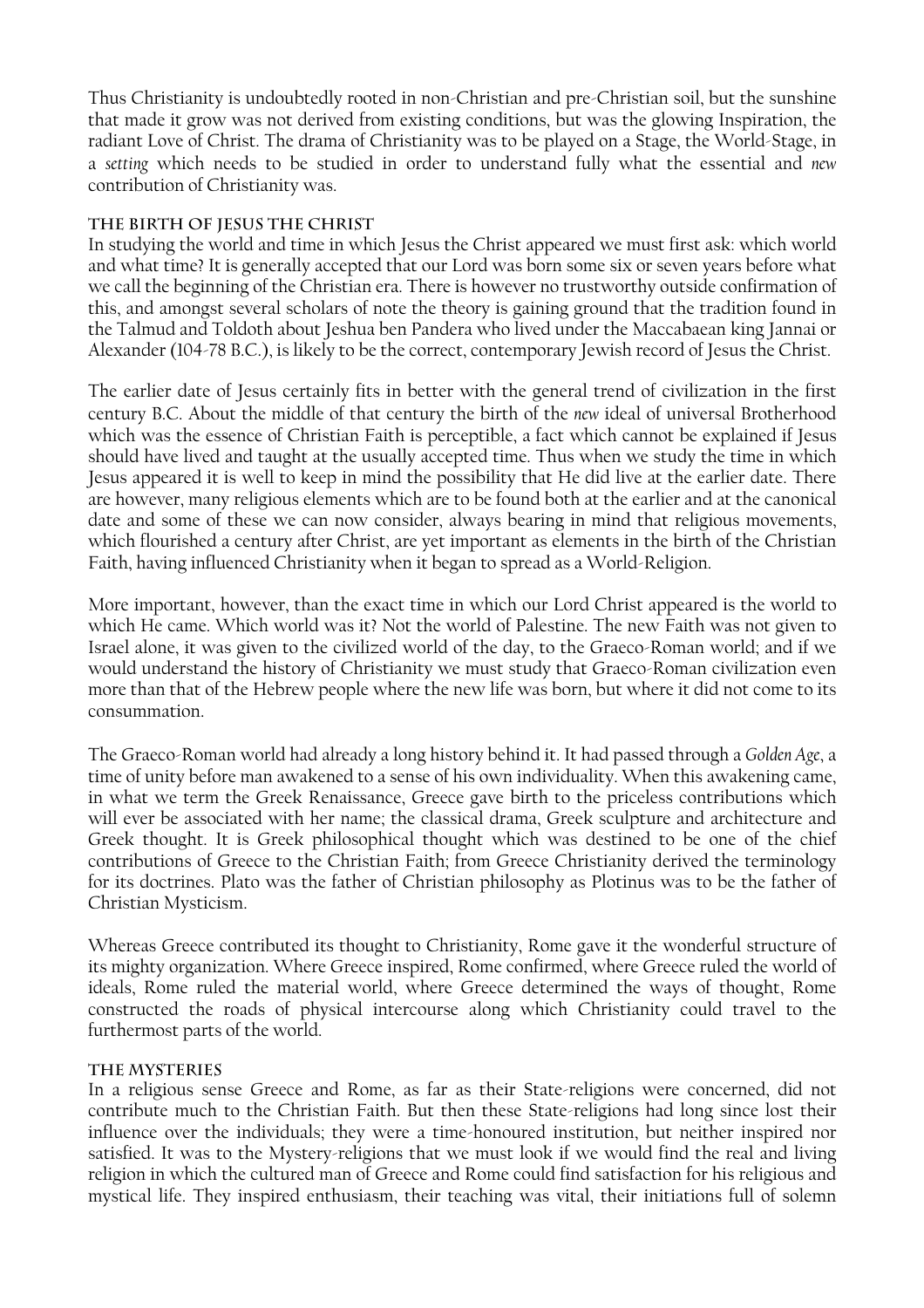Thus Christianity is undoubtedly rooted in non-Christian and pre-Christian soil, but the sunshine that made it grow was not derived from existing conditions, but was the glowing Inspiration, the radiant Love of Christ. The drama of Christianity was to be played on a Stage, the World-Stage, in a *setting* which needs to be studied in order to understand fully what the essential and *new* contribution of Christianity was.

### The Birth of Jesus the Christ

In studying the world and time in which Jesus the Christ appeared we must first ask: which world and what time? It is generally accepted that our Lord was born some six or seven years before what we call the beginning of the Christian era. There is however no trustworthy outside confirmation of this, and amongst several scholars of note the theory is gaining ground that the tradition found in the Talmud and Toldoth about Jeshua ben Pandera who lived under the Maccabaean king Jannai or Alexander (104-78 B.C.), is likely to be the correct, contemporary Jewish record of Jesus the Christ.

The earlier date of Jesus certainly fits in better with the general trend of civilization in the first century B.C. About the middle of that century the birth of the *new* ideal of universal Brotherhood which was the essence of Christian Faith is perceptible, a fact which cannot be explained if Jesus should have lived and taught at the usually accepted time. Thus when we study the time in which Jesus appeared it is well to keep in mind the possibility that He did live at the earlier date. There are however, many religious elements which are to be found both at the earlier and at the canonical date and some of these we can now consider, always bearing in mind that religious movements, which flourished a century after Christ, are yet important as elements in the birth of the Christian Faith, having influenced Christianity when it began to spread as a World-Religion.

More important, however, than the exact time in which our Lord Christ appeared is the world to which He came. Which world was it? Not the world of Palestine. The new Faith was not given to Israel alone, it was given to the civilized world of the day, to the Graeco-Roman world; and if we would understand the history of Christianity we must study that Graeco-Roman civilization even more than that of the Hebrew people where the new life was born, but where it did not come to its consummation.

The Graeco-Roman world had already a long history behind it. It had passed through a *Golden Age*, a time of unity before man awakened to a sense of his own individuality. When this awakening came, in what we term the Greek Renaissance, Greece gave birth to the priceless contributions which will ever be associated with her name; the classical drama, Greek sculpture and architecture and Greek thought. It is Greek philosophical thought which was destined to be one of the chief contributions of Greece to the Christian Faith; from Greece Christianity derived the terminology for its doctrines. Plato was the father of Christian philosophy as Plotinus was to be the father of Christian Mysticism.

Whereas Greece contributed its thought to Christianity, Rome gave it the wonderful structure of its mighty organization. Where Greece inspired, Rome confirmed, where Greece ruled the world of ideals, Rome ruled the material world, where Greece determined the ways of thought, Rome constructed the roads of physical intercourse along which Christianity could travel to the furthermost parts of the world.

### The Mysteries

In a religious sense Greece and Rome, as far as their State-religions were concerned, did not contribute much to the Christian Faith. But then these State-religions had long since lost their influence over the individuals; they were a time-honoured institution, but neither inspired nor satisfied. It was to the Mystery-religions that we must look if we would find the real and living religion in which the cultured man of Greece and Rome could find satisfaction for his religious and mystical life. They inspired enthusiasm, their teaching was vital, their initiations full of solemn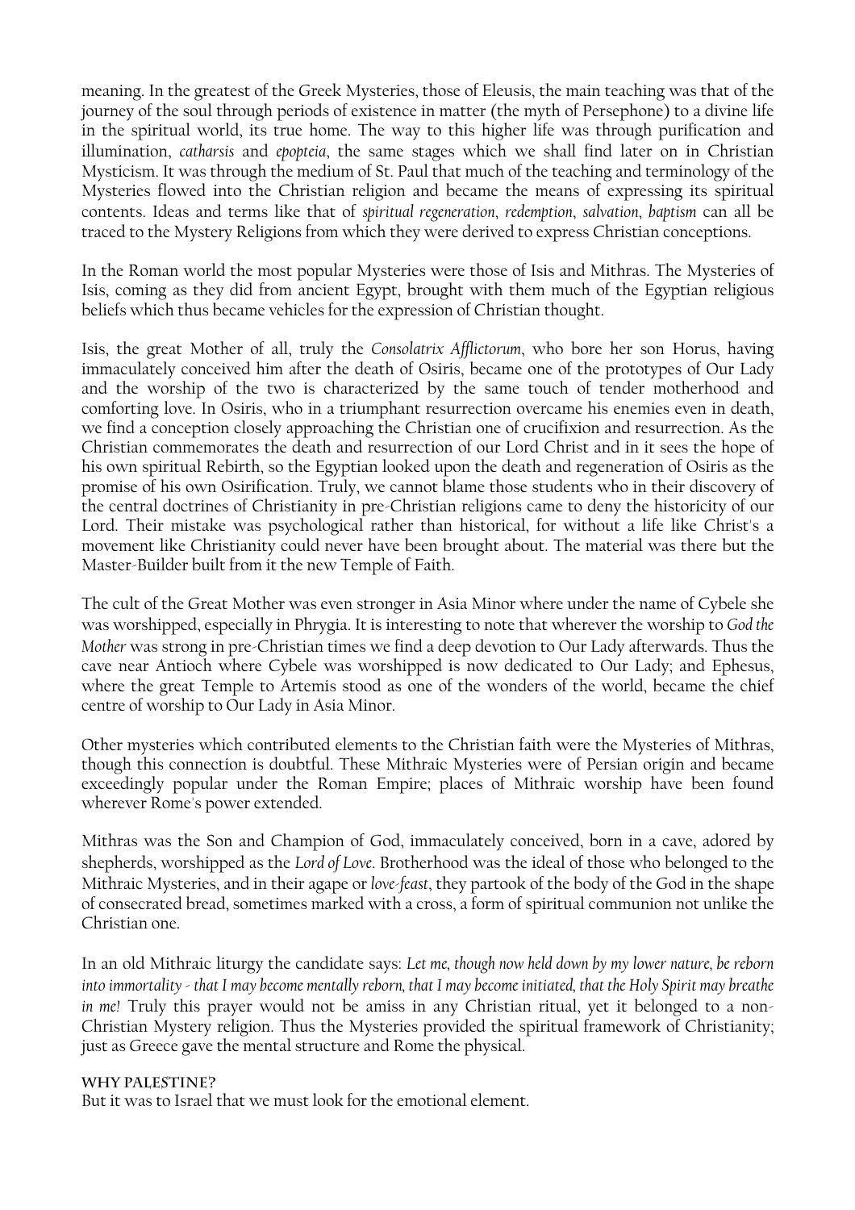meaning. In the greatest of the Greek Mysteries, those of Eleusis, the main teaching was that of the journey of the soul through periods of existence in matter (the myth of Persephone) to a divine life in the spiritual world, its true home. The way to this higher life was through purification and illumination, *catharsis* and *epopteia*, the same stages which we shall find later on in Christian Mysticism. It was through the medium of St. Paul that much of the teaching and terminology of the Mysteries flowed into the Christian religion and became the means of expressing its spiritual contents. Ideas and terms like that of *spiritual regeneration*, *redemption*, *salvation*, *baptism* can all be traced to the Mystery Religions from which they were derived to express Christian conceptions.

In the Roman world the most popular Mysteries were those of Isis and Mithras. The Mysteries of Isis, coming as they did from ancient Egypt, brought with them much of the Egyptian religious beliefs which thus became vehicles for the expression of Christian thought.

Isis, the great Mother of all, truly the *Consolatrix Afflictorum*, who bore her son Horus, having immaculately conceived him after the death of Osiris, became one of the prototypes of Our Lady and the worship of the two is characterized by the same touch of tender motherhood and comforting love. In Osiris, who in a triumphant resurrection overcame his enemies even in death, we find a conception closely approaching the Christian one of crucifixion and resurrection. As the Christian commemorates the death and resurrection of our Lord Christ and in it sees the hope of his own spiritual Rebirth, so the Egyptian looked upon the death and regeneration of Osiris as the promise of his own Osirification. Truly, we cannot blame those students who in their discovery of the central doctrines of Christianity in pre-Christian religions came to deny the historicity of our Lord. Their mistake was psychological rather than historical, for without a life like Christ's a movement like Christianity could never have been brought about. The material was there but the Master-Builder built from it the new Temple of Faith.

The cult of the Great Mother was even stronger in Asia Minor where under the name of Cybele she was worshipped, especially in Phrygia. It is interesting to note that wherever the worship to *God the Mother* was strong in pre-Christian times we find a deep devotion to Our Lady afterwards. Thus the cave near Antioch where Cybele was worshipped is now dedicated to Our Lady; and Ephesus, where the great Temple to Artemis stood as one of the wonders of the world, became the chief centre of worship to Our Lady in Asia Minor.

Other mysteries which contributed elements to the Christian faith were the Mysteries of Mithras, though this connection is doubtful. These Mithraic Mysteries were of Persian origin and became exceedingly popular under the Roman Empire; places of Mithraic worship have been found wherever Rome's power extended.

Mithras was the Son and Champion of God, immaculately conceived, born in a cave, adored by shepherds, worshipped as the *Lord of Love*. Brotherhood was the ideal of those who belonged to the Mithraic Mysteries, and in their agape or *love-feast*, they partook of the body of the God in the shape of consecrated bread, sometimes marked with a cross, a form of spiritual communion not unlike the Christian one.

In an old Mithraic liturgy the candidate says: *Let me, though now held down by my lower nature, be reborn into immortality - that I may become mentally reborn, that I may become initiated, that the Holy Spirit may breathe in me!* Truly this prayer would not be amiss in any Christian ritual, yet it belonged to a non-Christian Mystery religion. Thus the Mysteries provided the spiritual framework of Christianity; just as Greece gave the mental structure and Rome the physical.

### WHY PALESTINE?

But it was to Israel that we must look for the emotional element.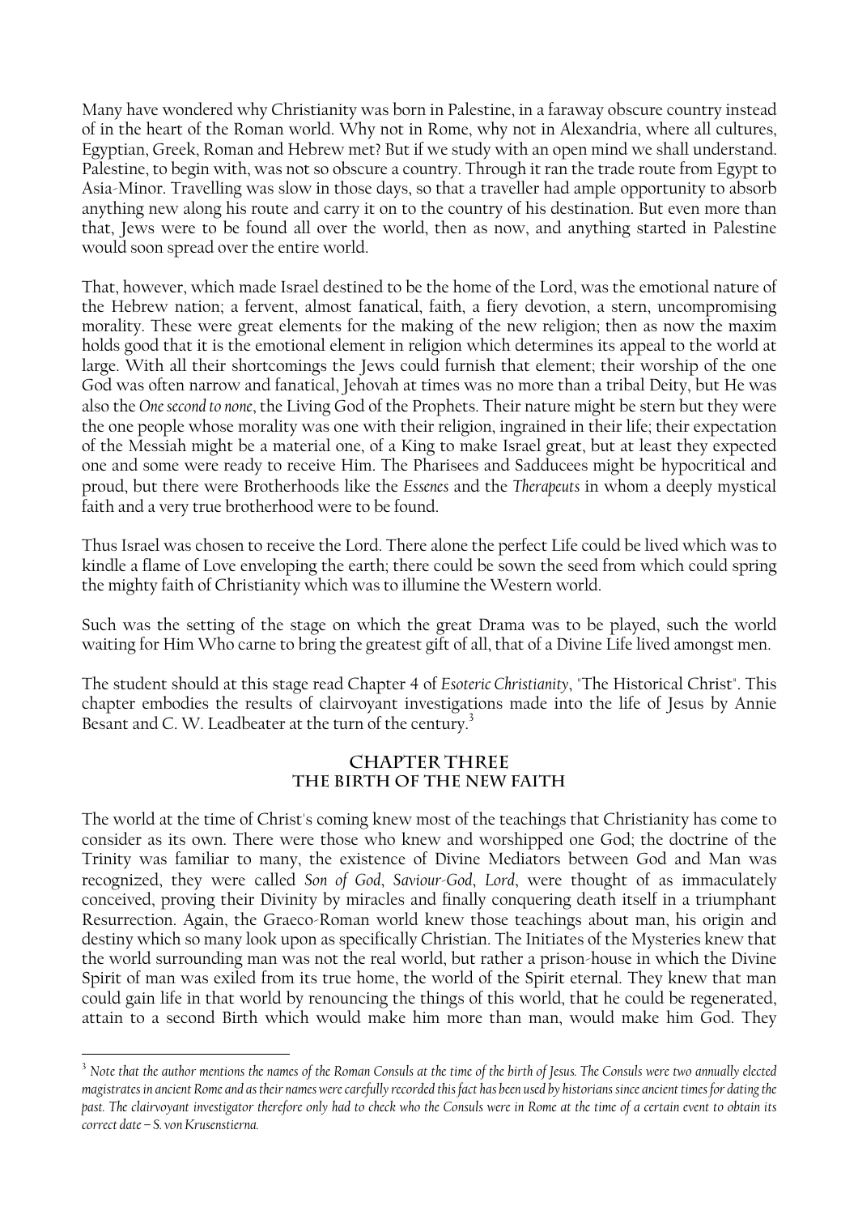Many have wondered why Christianity was born in Palestine, in a faraway obscure country instead of in the heart of the Roman world. Why not in Rome, why not in Alexandria, where all cultures, Egyptian, Greek, Roman and Hebrew met? But if we study with an open mind we shall understand. Palestine, to begin with, was not so obscure a country. Through it ran the trade route from Egypt to Asia-Minor. Travelling was slow in those days, so that a traveller had ample opportunity to absorb anything new along his route and carry it on to the country of his destination. But even more than that, Jews were to be found all over the world, then as now, and anything started in Palestine would soon spread over the entire world.

That, however, which made Israel destined to be the home of the Lord, was the emotional nature of the Hebrew nation; a fervent, almost fanatical, faith, a fiery devotion, a stern, uncompromising morality. These were great elements for the making of the new religion; then as now the maxim holds good that it is the emotional element in religion which determines its appeal to the world at large. With all their shortcomings the Jews could furnish that element; their worship of the one God was often narrow and fanatical, Jehovah at times was no more than a tribal Deity, but He was also the *One second to none*, the Living God of the Prophets. Their nature might be stern but they were the one people whose morality was one with their religion, ingrained in their life; their expectation of the Messiah might be a material one, of a King to make Israel great, but at least they expected one and some were ready to receive Him. The Pharisees and Sadducees might be hypocritical and proud, but there were Brotherhoods like the *Essenes* and the *Therapeuts* in whom a deeply mystical faith and a very true brotherhood were to be found.

Thus Israel was chosen to receive the Lord. There alone the perfect Life could be lived which was to kindle a flame of Love enveloping the earth; there could be sown the seed from which could spring the mighty faith of Christianity which was to illumine the Western world.

Such was the setting of the stage on which the great Drama was to be played, such the world waiting for Him Who carne to bring the greatest gift of all, that of a Divine Life lived amongst men.

The student should at this stage read Chapter 4 of *Esoteric Christianity*, "The Historical Christ". This chapter embodies the results of clairvoyant investigations made into the life of Jesus by Annie Besant and C. W. Leadbeater at the turn of the century.[3]

## CHAPTER THREE
## THE BIRTH OF THE NEW FAITH

The world at the time of Christ's coming knew most of the teachings that Christianity has come to consider as its own. There were those who knew and worshipped one God; the doctrine of the Trinity was familiar to many, the existence of Divine Mediators between God and Man was recognized, they were called *Son of God*, *Saviour-God*, *Lord*, were thought of as immaculately conceived, proving their Divinity by miracles and finally conquering death itself in a triumphant Resurrection. Again, the Graeco-Roman world knew those teachings about man, his origin and destiny which so many look upon as specifically Christian. The Initiates of the Mysteries knew that the world surrounding man was not the real world, but rather a prison-house in which the Divine Spirit of man was exiled from its true home, the world of the Spirit eternal. They knew that man could gain life in that world by renouncing the things of this world, that he could be regenerated, attain to a second Birth which would make him more than man, would make him God. They

---

[3] *Note that the author mentions the names of the Roman Consuls at the time of the birth of Jesus. The Consuls were two annually elected magistrates in ancient Rome and as their names were carefully recorded this fact has been used by historians since ancient times for dating the past. The clairvoyant investigator therefore only had to check who the Consuls were in Rome at the time of a certain event to obtain its correct date – S. von Krusenstierna.*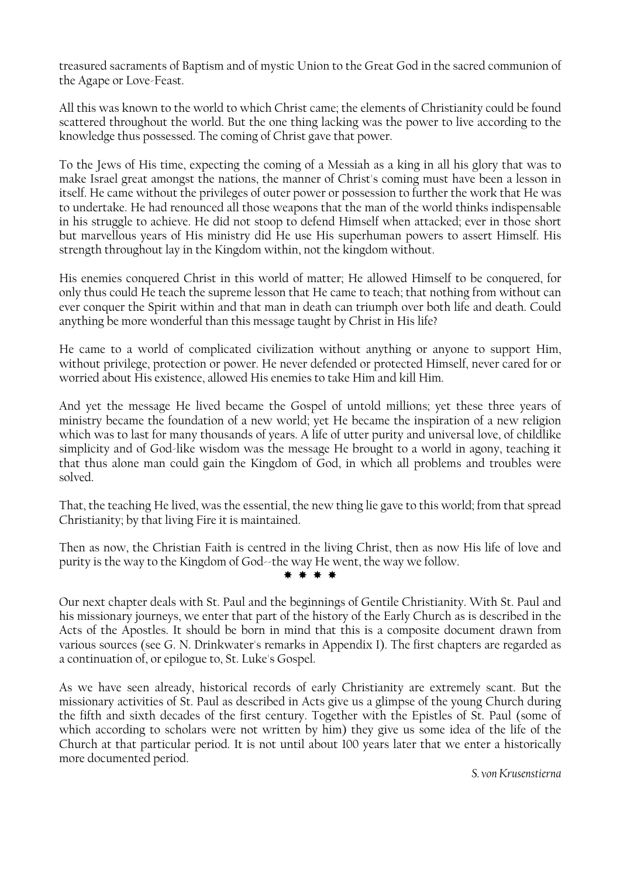treasured sacraments of Baptism and of mystic Union to the Great God in the sacred communion of the Agape or Love-Feast.

All this was known to the world to which Christ came; the elements of Christianity could be found scattered throughout the world. But the one thing lacking was the power to live according to the knowledge thus possessed. The coming of Christ gave that power.

To the Jews of His time, expecting the coming of a Messiah as a king in all his glory that was to make Israel great amongst the nations, the manner of Christ's coming must have been a lesson in itself. He came without the privileges of outer power or possession to further the work that He was to undertake. He had renounced all those weapons that the man of the world thinks indispensable in his struggle to achieve. He did not stoop to defend Himself when attacked; ever in those short but marvellous years of His ministry did He use His superhuman powers to assert Himself. His strength throughout lay in the Kingdom within, not the kingdom without.

His enemies conquered Christ in this world of matter; He allowed Himself to be conquered, for only thus could He teach the supreme lesson that He came to teach; that nothing from without can ever conquer the Spirit within and that man in death can triumph over both life and death. Could anything be more wonderful than this message taught by Christ in His life?

He came to a world of complicated civilization without anything or anyone to support Him, without privilege, protection or power. He never defended or protected Himself, never cared for or worried about His existence, allowed His enemies to take Him and kill Him.

And yet the message He lived became the Gospel of untold millions; yet these three years of ministry became the foundation of a new world; yet He became the inspiration of a new religion which was to last for many thousands of years. A life of utter purity and universal love, of childlike simplicity and of God-like wisdom was the message He brought to a world in agony, teaching it that thus alone man could gain the Kingdom of God, in which all problems and troubles were solved.

That, the teaching He lived, was the essential, the new thing lie gave to this world; from that spread Christianity; by that living Fire it is maintained.

Then as now, the Christian Faith is centred in the living Christ, then as now His life of love and purity is the way to the Kingdom of God--the way He went, the way we follow.

\* \* \* \*

Our next chapter deals with St. Paul and the beginnings of Gentile Christianity. With St. Paul and his missionary journeys, we enter that part of the history of the Early Church as is described in the Acts of the Apostles. It should be born in mind that this is a composite document drawn from various sources (see G. N. Drinkwater's remarks in Appendix I). The first chapters are regarded as a continuation of, or epilogue to, St. Luke's Gospel.

As we have seen already, historical records of early Christianity are extremely scant. But the missionary activities of St. Paul as described in Acts give us a glimpse of the young Church during the fifth and sixth decades of the first century. Together with the Epistles of St. Paul (some of which according to scholars were not written by him) they give us some idea of the life of the Church at that particular period. It is not until about 100 years later that we enter a historically more documented period.

*S. von Krusenstierna*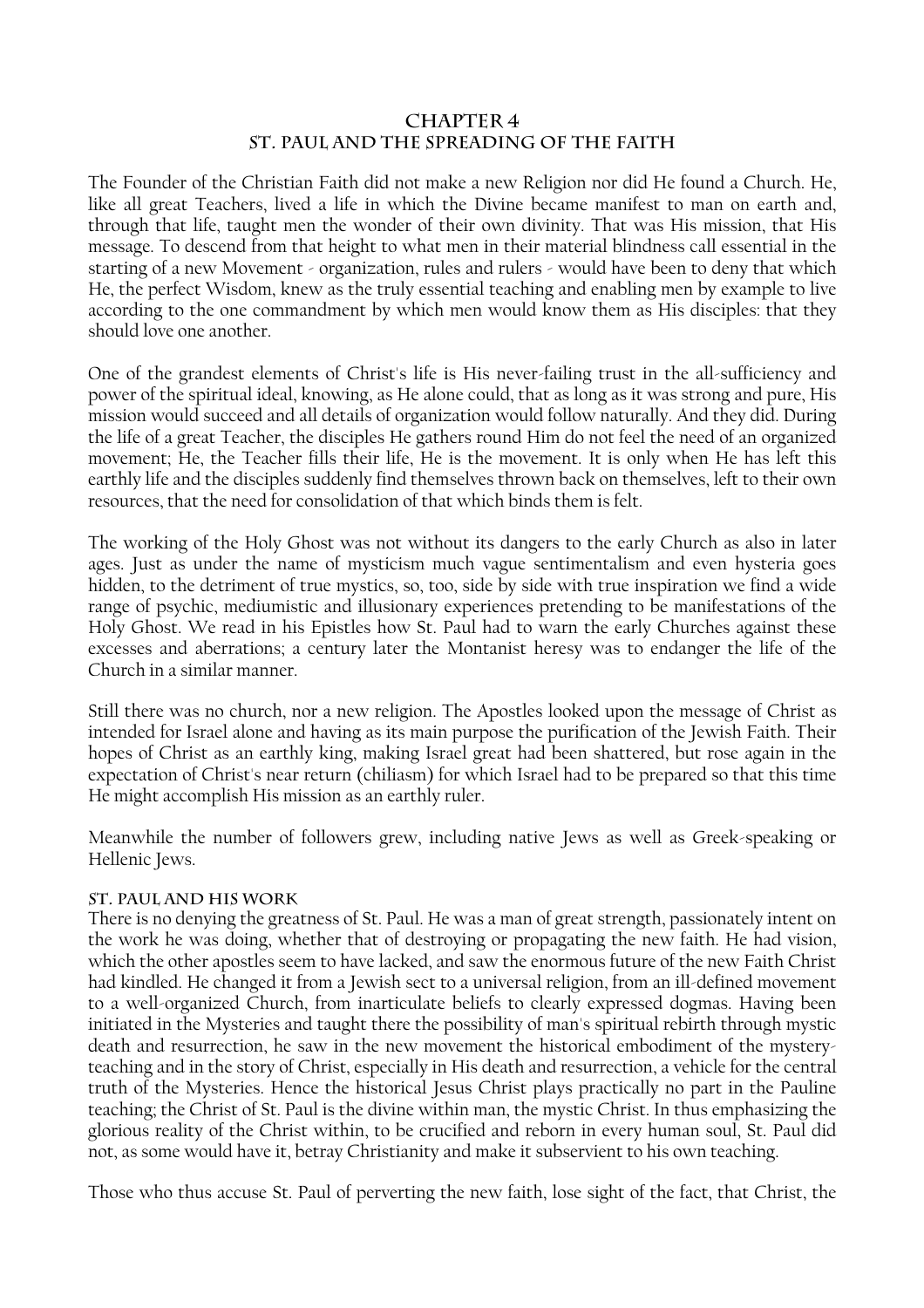# Chapter 4
## St. Paul and the Spreading of the Faith

The Founder of the Christian Faith did not make a new Religion nor did He found a Church. He, like all great Teachers, lived a life in which the Divine became manifest to man on earth and, through that life, taught men the wonder of their own divinity. That was His mission, that His message. To descend from that height to what men in their material blindness call essential in the starting of a new Movement - organization, rules and rulers - would have been to deny that which He, the perfect Wisdom, knew as the truly essential teaching and enabling men by example to live according to the one commandment by which men would know them as His disciples: that they should love one another.

One of the grandest elements of Christ's life is His never-failing trust in the all-sufficiency and power of the spiritual ideal, knowing, as He alone could, that as long as it was strong and pure, His mission would succeed and all details of organization would follow naturally. And they did. During the life of a great Teacher, the disciples He gathers round Him do not feel the need of an organized movement; He, the Teacher fills their life, He is the movement. It is only when He has left this earthly life and the disciples suddenly find themselves thrown back on themselves, left to their own resources, that the need for consolidation of that which binds them is felt.

The working of the Holy Ghost was not without its dangers to the early Church as also in later ages. Just as under the name of mysticism much vague sentimentalism and even hysteria goes hidden, to the detriment of true mystics, so, too, side by side with true inspiration we find a wide range of psychic, mediumistic and illusionary experiences pretending to be manifestations of the Holy Ghost. We read in his Epistles how St. Paul had to warn the early Churches against these excesses and aberrations; a century later the Montanist heresy was to endanger the life of the Church in a similar manner.

Still there was no church, nor a new religion. The Apostles looked upon the message of Christ as intended for Israel alone and having as its main purpose the purification of the Jewish Faith. Their hopes of Christ as an earthly king, making Israel great had been shattered, but rose again in the expectation of Christ's near return (chiliasm) for which Israel had to be prepared so that this time He might accomplish His mission as an earthly ruler.

Meanwhile the number of followers grew, including native Jews as well as Greek-speaking or Hellenic Jews.

### St. Paul and His Work

There is no denying the greatness of St. Paul. He was a man of great strength, passionately intent on the work he was doing, whether that of destroying or propagating the new faith. He had vision, which the other apostles seem to have lacked, and saw the enormous future of the new Faith Christ had kindled. He changed it from a Jewish sect to a universal religion, from an ill-defined movement to a well-organized Church, from inarticulate beliefs to clearly expressed dogmas. Having been initiated in the Mysteries and taught there the possibility of man's spiritual rebirth through mystic death and resurrection, he saw in the new movement the historical embodiment of the mystery-teaching and in the story of Christ, especially in His death and resurrection, a vehicle for the central truth of the Mysteries. Hence the historical Jesus Christ plays practically no part in the Pauline teaching; the Christ of St. Paul is the divine within man, the mystic Christ. In thus emphasizing the glorious reality of the Christ within, to be crucified and reborn in every human soul, St. Paul did not, as some would have it, betray Christianity and make it subservient to his own teaching.

Those who thus accuse St. Paul of perverting the new faith, lose sight of the fact, that Christ, the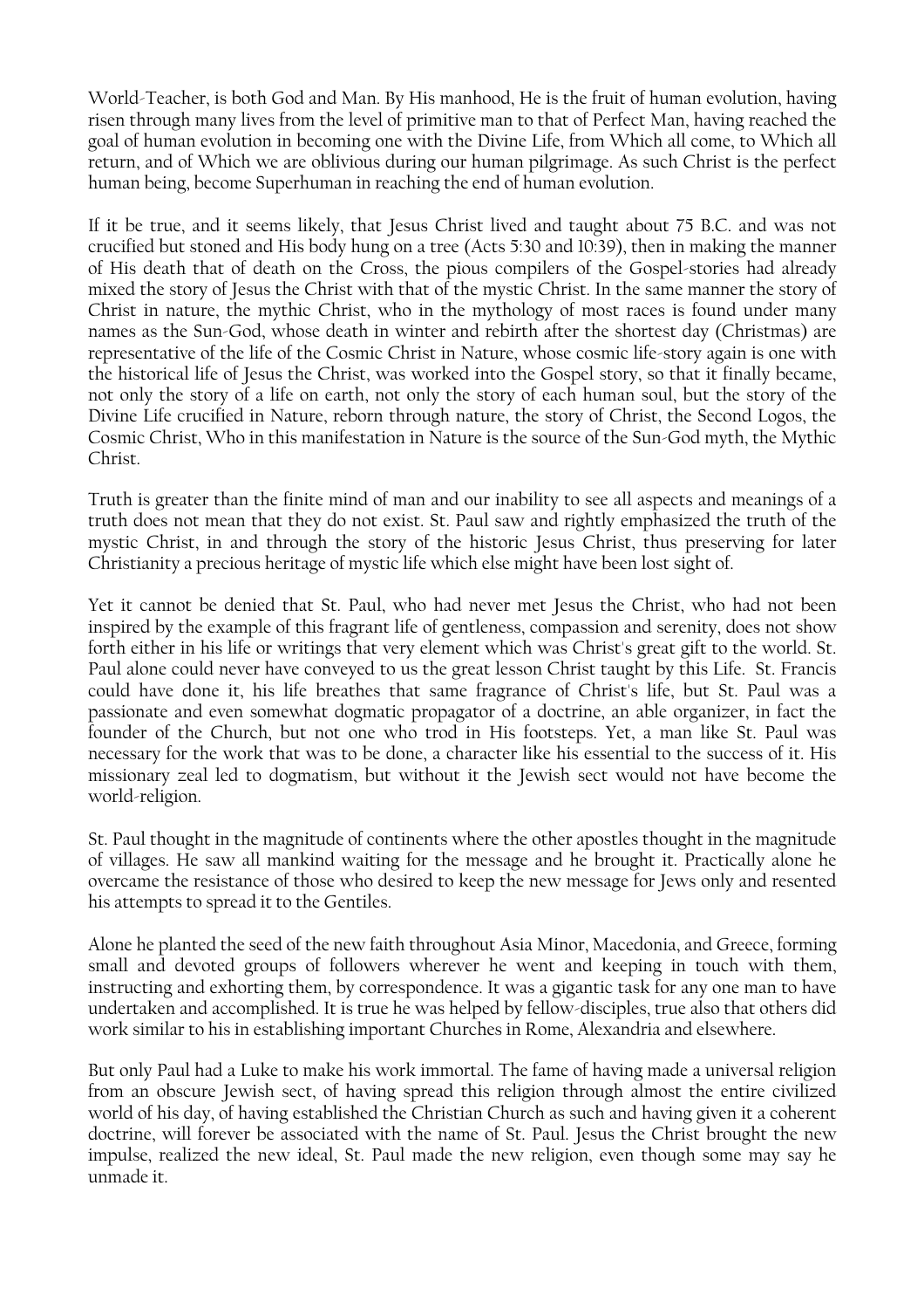World-Teacher, is both God and Man. By His manhood, He is the fruit of human evolution, having risen through many lives from the level of primitive man to that of Perfect Man, having reached the goal of human evolution in becoming one with the Divine Life, from Which all come, to Which all return, and of Which we are oblivious during our human pilgrimage. As such Christ is the perfect human being, become Superhuman in reaching the end of human evolution.

If it be true, and it seems likely, that Jesus Christ lived and taught about 75 B.C. and was not crucified but stoned and His body hung on a tree (Acts 5:30 and 10:39), then in making the manner of His death that of death on the Cross, the pious compilers of the Gospel-stories had already mixed the story of Jesus the Christ with that of the mystic Christ. In the same manner the story of Christ in nature, the mythic Christ, who in the mythology of most races is found under many names as the Sun-God, whose death in winter and rebirth after the shortest day (Christmas) are representative of the life of the Cosmic Christ in Nature, whose cosmic life-story again is one with the historical life of Jesus the Christ, was worked into the Gospel story, so that it finally became, not only the story of a life on earth, not only the story of each human soul, but the story of the Divine Life crucified in Nature, reborn through nature, the story of Christ, the Second Logos, the Cosmic Christ, Who in this manifestation in Nature is the source of the Sun-God myth, the Mythic Christ.

Truth is greater than the finite mind of man and our inability to see all aspects and meanings of a truth does not mean that they do not exist. St. Paul saw and rightly emphasized the truth of the mystic Christ, in and through the story of the historic Jesus Christ, thus preserving for later Christianity a precious heritage of mystic life which else might have been lost sight of.

Yet it cannot be denied that St. Paul, who had never met Jesus the Christ, who had not been inspired by the example of this fragrant life of gentleness, compassion and serenity, does not show forth either in his life or writings that very element which was Christ's great gift to the world. St. Paul alone could never have conveyed to us the great lesson Christ taught by this Life. St. Francis could have done it, his life breathes that same fragrance of Christ's life, but St. Paul was a passionate and even somewhat dogmatic propagator of a doctrine, an able organizer, in fact the founder of the Church, but not one who trod in His footsteps. Yet, a man like St. Paul was necessary for the work that was to be done, a character like his essential to the success of it. His missionary zeal led to dogmatism, but without it the Jewish sect would not have become the world-religion.

St. Paul thought in the magnitude of continents where the other apostles thought in the magnitude of villages. He saw all mankind waiting for the message and he brought it. Practically alone he overcame the resistance of those who desired to keep the new message for Jews only and resented his attempts to spread it to the Gentiles.

Alone he planted the seed of the new faith throughout Asia Minor, Macedonia, and Greece, forming small and devoted groups of followers wherever he went and keeping in touch with them, instructing and exhorting them, by correspondence. It was a gigantic task for any one man to have undertaken and accomplished. It is true he was helped by fellow-disciples, true also that others did work similar to his in establishing important Churches in Rome, Alexandria and elsewhere.

But only Paul had a Luke to make his work immortal. The fame of having made a universal religion from an obscure Jewish sect, of having spread this religion through almost the entire civilized world of his day, of having established the Christian Church as such and having given it a coherent doctrine, will forever be associated with the name of St. Paul. Jesus the Christ brought the new impulse, realized the new ideal, St. Paul made the new religion, even though some may say he unmade it.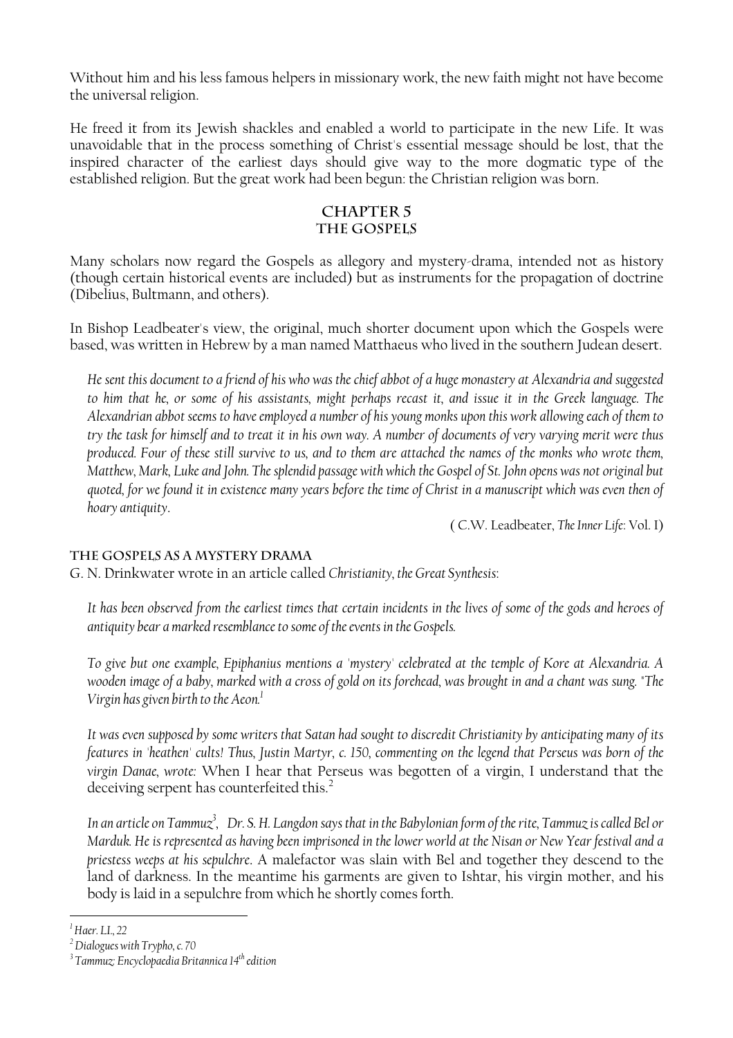Without him and his less famous helpers in missionary work, the new faith might not have become the universal religion.

He freed it from its Jewish shackles and enabled a world to participate in the new Life. It was unavoidable that in the process something of Christ's essential message should be lost, that the inspired character of the earliest days should give way to the more dogmatic type of the established religion. But the great work had been begun: the Christian religion was born.

## CHAPTER 5
## THE GOSPELS

Many scholars now regard the Gospels as allegory and mystery-drama, intended not as history (though certain historical events are included) but as instruments for the propagation of doctrine (Dibelius, Bultmann, and others).

In Bishop Leadbeater's view, the original, much shorter document upon which the Gospels were based, was written in Hebrew by a man named Matthaeus who lived in the southern Judean desert.

> *He sent this document to a friend of his who was the chief abbot of a huge monastery at Alexandria and suggested to him that he, or some of his assistants, might perhaps recast it, and issue it in the Greek language. The Alexandrian abbot seems to have employed a number of his young monks upon this work allowing each of them to try the task for himself and to treat it in his own way. A number of documents of very varying merit were thus produced. Four of these still survive to us, and to them are attached the names of the monks who wrote them, Matthew, Mark, Luke and John. The splendid passage with which the Gospel of St. John opens was not original but quoted, for we found it in existence many years before the time of Christ in a manuscript which was even then of hoary antiquity.*
>
> ( C.W. Leadbeater, *The Inner Life*: Vol. I)

### THE GOSPELS AS A MYSTERY DRAMA

G. N. Drinkwater wrote in an article called *Christianity, the Great Synthesis*:

> *It has been observed from the earliest times that certain incidents in the lives of some of the gods and heroes of antiquity bear a marked resemblance to some of the events in the Gospels.*
>
> *To give but one example, Epiphanius mentions a 'mystery' celebrated at the temple of Kore at Alexandria. A wooden image of a baby, marked with a cross of gold on its forehead, was brought in and a chant was sung. "The Virgin has given birth to the Aeon.*[1]
>
> *It was even supposed by some writers that Satan had sought to discredit Christianity by anticipating many of its features in 'heathen' cults! Thus, Justin Martyr, c. 150, commenting on the legend that Perseus was born of the virgin Danae, wrote:* When I hear that Perseus was begotten of a virgin, I understand that the deceiving serpent has counterfeited this.[2]
>
> *In an article on Tammuz*[3], *Dr. S. H. Langdon says that in the Babylonian form of the rite, Tammuz is called Bel or Marduk. He is represented as having been imprisoned in the lower world at the Nisan or New Year festival and a priestess weeps at his sepulchre.* A malefactor was slain with Bel and together they descend to the land of darkness. In the meantime his garments are given to Ishtar, his virgin mother, and his body is laid in a sepulchre from which he shortly comes forth.

---

[1] *Haer. LI., 22*

[2] *Dialogues with Trypho, c. 70*

[3] *Tammuz: Encyclopaedia Britannica 14th edition*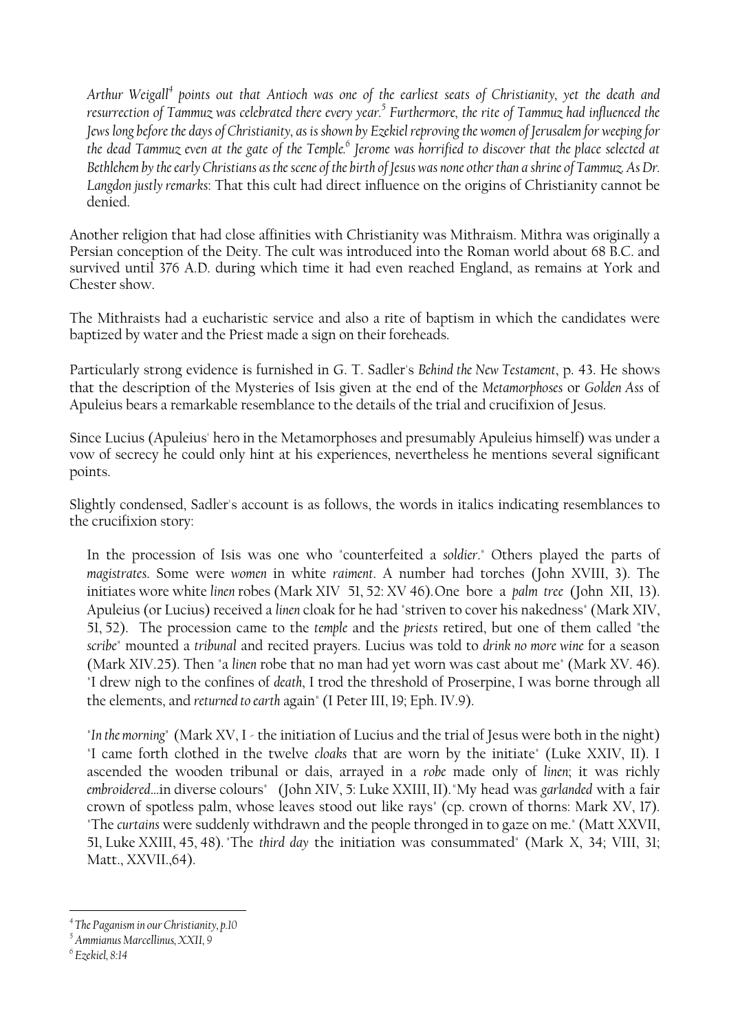*Arthur Weigall*[4] *points out that Antioch was one of the earliest seats of Christianity, yet the death and resurrection of Tammuz was celebrated there every year.*[5] *Furthermore, the rite of Tammuz had influenced the Jews long before the days of Christianity, as is shown by Ezekiel reproving the women of Jerusalem for weeping for the dead Tammuz even at the gate of the Temple.*[6] *Jerome was horrified to discover that the place selected at Bethlehem by the early Christians as the scene of the birth of Jesus was none other than a shrine of Tammuz. As Dr. Langdon justly remarks*: That this cult had direct influence on the origins of Christianity cannot be denied.

Another religion that had close affinities with Christianity was Mithraism. Mithra was originally a Persian conception of the Deity. The cult was introduced into the Roman world about 68 B.C. and survived until 376 A.D. during which time it had even reached England, as remains at York and Chester show.

The Mithraists had a eucharistic service and also a rite of baptism in which the candidates were baptized by water and the Priest made a sign on their foreheads.

Particularly strong evidence is furnished in G. T. Sadler's *Behind the New Testament*, p. 43. He shows that the description of the Mysteries of Isis given at the end of the *Metamorphoses* or *Golden Ass* of Apuleius bears a remarkable resemblance to the details of the trial and crucifixion of Jesus.

Since Lucius (Apuleius' hero in the Metamorphoses and presumably Apuleius himself) was under a vow of secrecy he could only hint at his experiences, nevertheless he mentions several significant points.

Slightly condensed, Sadler's account is as follows, the words in italics indicating resemblances to the crucifixion story:

> In the procession of Isis was one who "counterfeited a *soldier*." Others played the parts of *magistrates*. Some were *women* in white *raiment*. A number had torches (John XVIII, 3). The initiates wore white *linen* robes (Mark XIV 51, 52: XV 46). One bore a *palm tree* (John XII, 13). Apuleius (or Lucius) received a *linen* cloak for he had "striven to cover his nakedness" (Mark XIV, 51, 52). The procession came to the *temple* and the *priests* retired, but one of them called "the *scribe*" mounted a *tribunal* and recited prayers. Lucius was told to *drink no more wine* for a season (Mark XIV.25). Then "a *linen* robe that no man had yet worn was cast about me" (Mark XV. 46). "I drew nigh to the confines of *death*, I trod the threshold of Proserpine, I was borne through all the elements, and *returned to earth* again" (I Peter III, 19; Eph. IV.9).
>
> "*In the morning*" (Mark XV, I - the initiation of Lucius and the trial of Jesus were both in the night) "I came forth clothed in the twelve *cloaks* that are worn by the initiate" (Luke XXIV, II). I ascended the wooden tribunal or dais, arrayed in a *robe* made only of *linen*; it was richly *embroidered*...in diverse colours" (John XIV, 5: Luke XXIII, II). "My head was *garlanded* with a fair crown of spotless palm, whose leaves stood out like rays" (cp. crown of thorns: Mark XV, 17). "The *curtains* were suddenly withdrawn and the people thronged in to gaze on me." (Matt XXVII, 51, Luke XXIII, 45, 48). "The *third day* the initiation was consummated" (Mark X, 34; VIII, 31; Matt., XXVII.,64).

---

[4] *The Paganism in our Christianity, p.10*

[5] *Ammianus Marcellinus, XXII, 9*

[6] *Ezekiel, 8:14*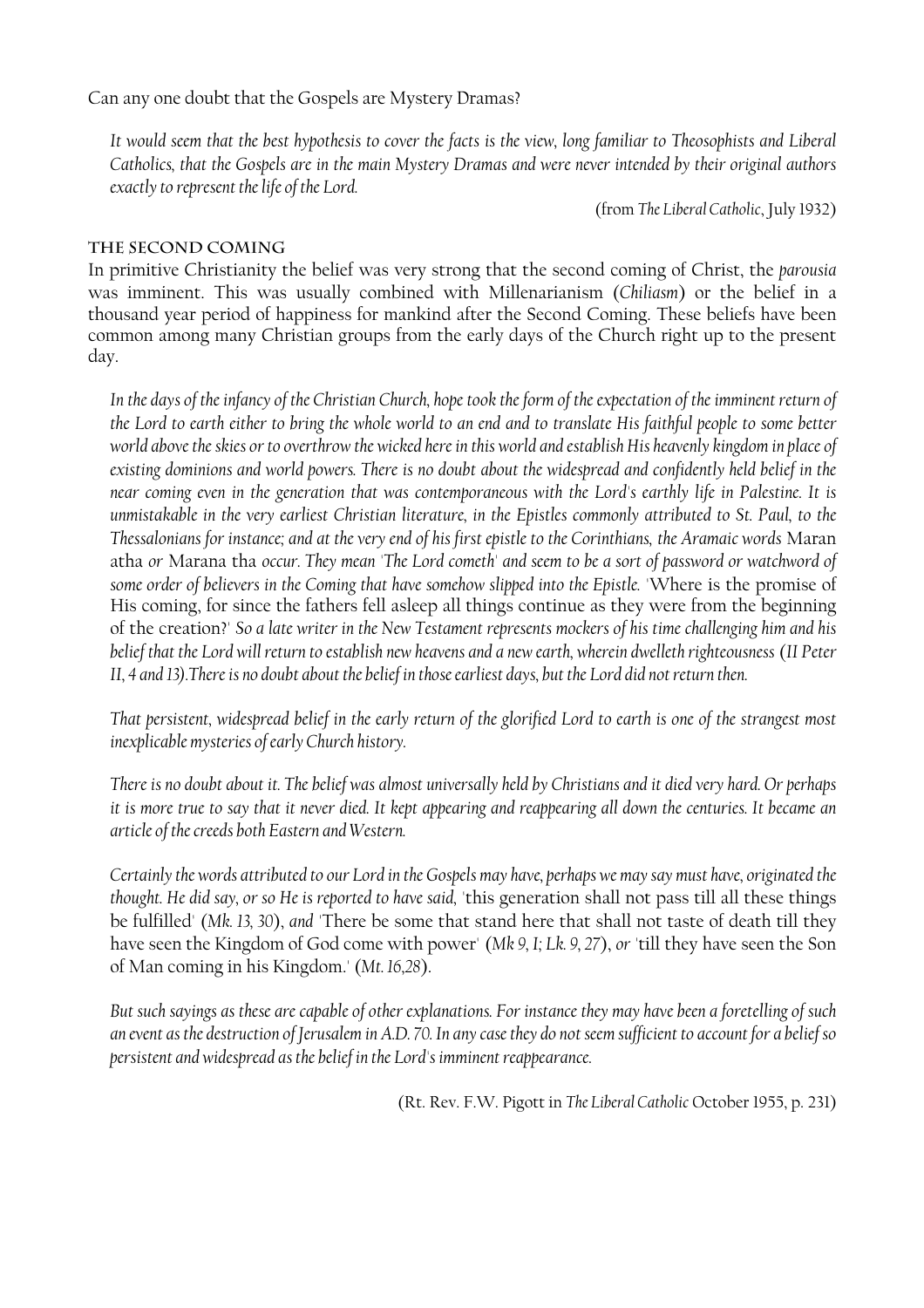Can any one doubt that the Gospels are Mystery Dramas?

> *It would seem that the best hypothesis to cover the facts is the view, long familiar to Theosophists and Liberal Catholics, that the Gospels are in the main Mystery Dramas and were never intended by their original authors exactly to represent the life of the Lord.*
>
> (from *The Liberal Catholic*, July 1932)

## The Second Coming

In primitive Christianity the belief was very strong that the second coming of Christ, the *parousia* was imminent. This was usually combined with Millenarianism (*Chiliasm*) or the belief in a thousand year period of happiness for mankind after the Second Coming. These beliefs have been common among many Christian groups from the early days of the Church right up to the present day.

> *In the days of the infancy of the Christian Church, hope took the form of the expectation of the imminent return of the Lord to earth either to bring the whole world to an end and to translate His faithful people to some better world above the skies or to overthrow the wicked here in this world and establish His heavenly kingdom in place of existing dominions and world powers. There is no doubt about the widespread and confidently held belief in the near coming even in the generation that was contemporaneous with the Lord's earthly life in Palestine. It is unmistakable in the very earliest Christian literature, in the Epistles commonly attributed to St. Paul, to the Thessalonians for instance; and at the very end of his first epistle to the Corinthians, the Aramaic words* Maran atha *or* Marana tha *occur. They mean 'The Lord cometh' and seem to be a sort of password or watchword of some order of believers in the Coming that have somehow slipped into the Epistle.* 'Where is the promise of His coming, for since the fathers fell asleep all things continue as they were from the beginning of the creation?' *So a late writer in the New Testament represents mockers of his time challenging him and his belief that the Lord will return to establish new heavens and a new earth, wherein dwelleth righteousness (II Peter II, 4 and 13).There is no doubt about the belief in those earliest days, but the Lord did not return then.*
>
> *That persistent, widespread belief in the early return of the glorified Lord to earth is one of the strangest most inexplicable mysteries of early Church history.*
>
> *There is no doubt about it. The belief was almost universally held by Christians and it died very hard. Or perhaps it is more true to say that it never died. It kept appearing and reappearing all down the centuries. It became an article of the creeds both Eastern and Western.*
>
> *Certainly the words attributed to our Lord in the Gospels may have, perhaps we may say must have, originated the thought. He did say, or so He is reported to have said,* 'this generation shall not pass till all these things be fulfilled' (*Mk. 13, 30*), *and* 'There be some that stand here that shall not taste of death till they have seen the Kingdom of God come with power' (*Mk 9, I; Lk. 9, 27*), *or* 'till they have seen the Son of Man coming in his Kingdom.' (*Mt. 16,28*).
>
> *But such sayings as these are capable of other explanations. For instance they may have been a foretelling of such an event as the destruction of Jerusalem in A.D. 70. In any case they do not seem sufficient to account for a belief so persistent and widespread as the belief in the Lord's imminent reappearance.*
>
> (Rt. Rev. F.W. Pigott in *The Liberal Catholic* October 1955, p. 231)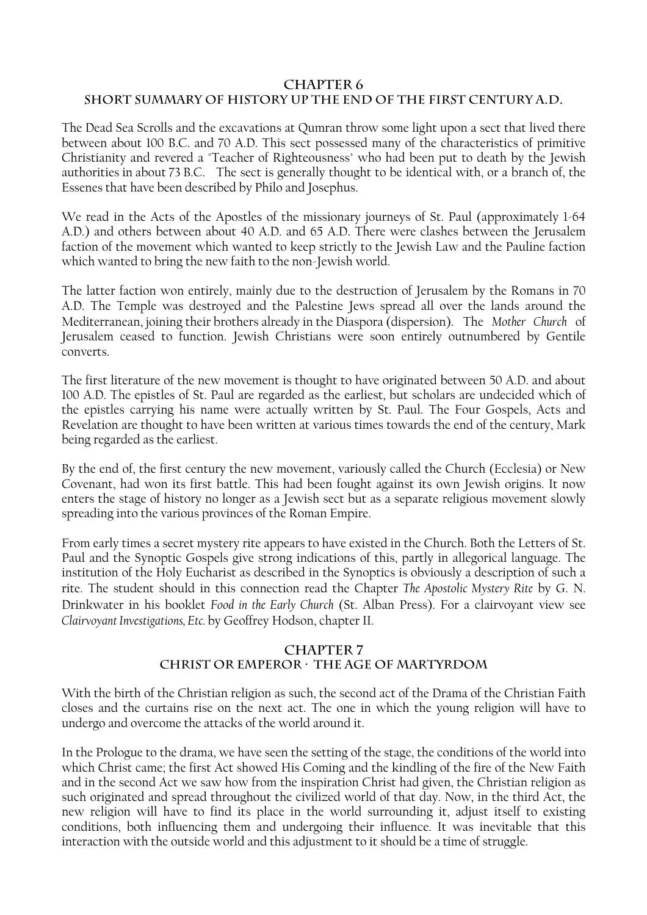## CHAPTER 6
## SHORT SUMMARY OF HISTORY UP THE END OF THE FIRST CENTURY A.D.

The Dead Sea Scrolls and the excavations at Qumran throw some light upon a sect that lived there between about 100 B.C. and 70 A.D. This sect possessed many of the characteristics of primitive Christianity and revered a "Teacher of Righteousness" who had been put to death by the Jewish authorities in about 73 B.C. The sect is generally thought to be identical with, or a branch of, the Essenes that have been described by Philo and Josephus.

We read in the Acts of the Apostles of the missionary journeys of St. Paul (approximately 1-64 A.D.) and others between about 40 A.D. and 65 A.D. There were clashes between the Jerusalem faction of the movement which wanted to keep strictly to the Jewish Law and the Pauline faction which wanted to bring the new faith to the non-Jewish world.

The latter faction won entirely, mainly due to the destruction of Jerusalem by the Romans in 70 A.D. The Temple was destroyed and the Palestine Jews spread all over the lands around the Mediterranean, joining their brothers already in the Diaspora (dispersion). The *Mother Church* of Jerusalem ceased to function. Jewish Christians were soon entirely outnumbered by Gentile converts.

The first literature of the new movement is thought to have originated between 50 A.D. and about 100 A.D. The epistles of St. Paul are regarded as the earliest, but scholars are undecided which of the epistles carrying his name were actually written by St. Paul. The Four Gospels, Acts and Revelation are thought to have been written at various times towards the end of the century, Mark being regarded as the earliest.

By the end of, the first century the new movement, variously called the Church (Ecclesia) or New Covenant, had won its first battle. This had been fought against its own Jewish origins. It now enters the stage of history no longer as a Jewish sect but as a separate religious movement slowly spreading into the various provinces of the Roman Empire.

From early times a secret mystery rite appears to have existed in the Church. Both the Letters of St. Paul and the Synoptic Gospels give strong indications of this, partly in allegorical language. The institution of the Holy Eucharist as described in the Synoptics is obviously a description of such a rite. The student should in this connection read the Chapter *The Apostolic Mystery Rite* by G. N. Drinkwater in his booklet *Food in the Early Church* (St. Alban Press). For a clairvoyant view see *Clairvoyant Investigations, Etc.* by Geoffrey Hodson, chapter II.

## CHAPTER 7
## CHRIST OR EMPEROR - THE AGE OF MARTYRDOM

With the birth of the Christian religion as such, the second act of the Drama of the Christian Faith closes and the curtains rise on the next act. The one in which the young religion will have to undergo and overcome the attacks of the world around it.

In the Prologue to the drama, we have seen the setting of the stage, the conditions of the world into which Christ came; the first Act showed His Coming and the kindling of the fire of the New Faith and in the second Act we saw how from the inspiration Christ had given, the Christian religion as such originated and spread throughout the civilized world of that day. Now, in the third Act, the new religion will have to find its place in the world surrounding it, adjust itself to existing conditions, both influencing them and undergoing their influence. It was inevitable that this interaction with the outside world and this adjustment to it should be a time of struggle.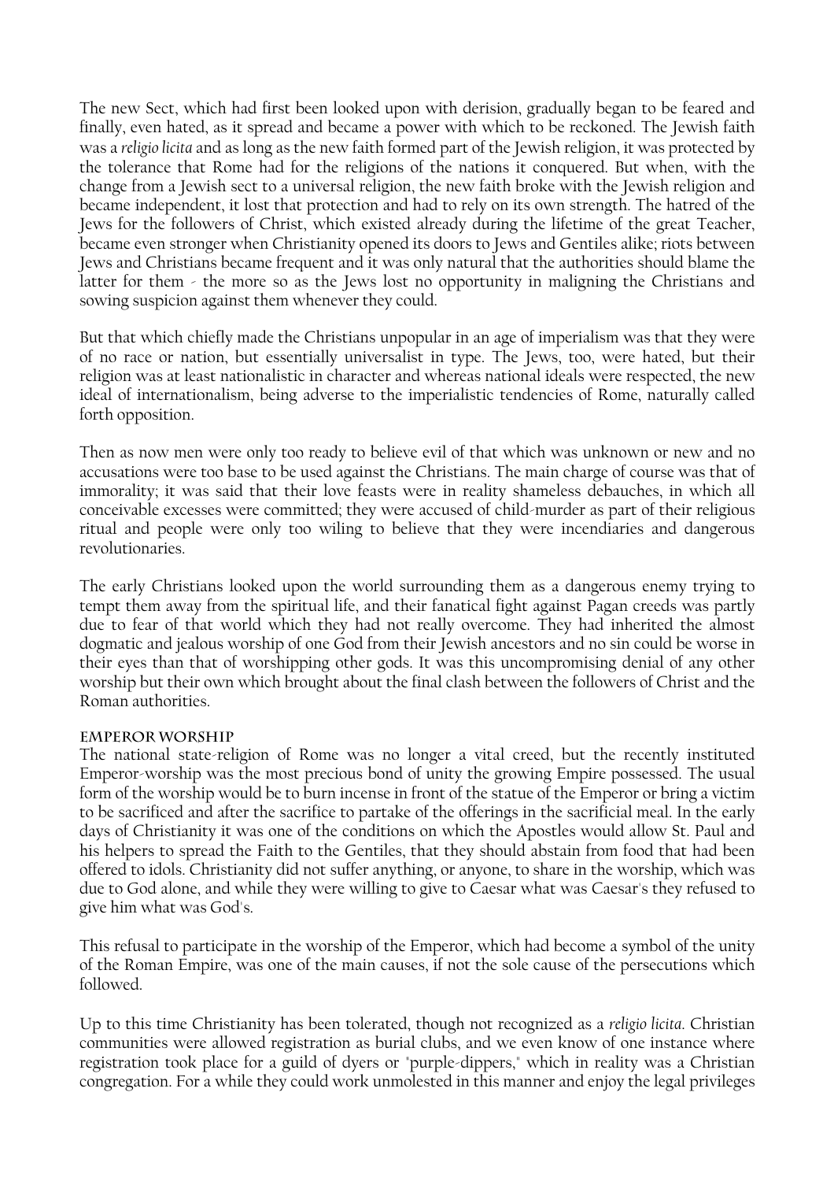The new Sect, which had first been looked upon with derision, gradually began to be feared and finally, even hated, as it spread and became a power with which to be reckoned. The Jewish faith was a *religio licita* and as long as the new faith formed part of the Jewish religion, it was protected by the tolerance that Rome had for the religions of the nations it conquered. But when, with the change from a Jewish sect to a universal religion, the new faith broke with the Jewish religion and became independent, it lost that protection and had to rely on its own strength. The hatred of the Jews for the followers of Christ, which existed already during the lifetime of the great Teacher, became even stronger when Christianity opened its doors to Jews and Gentiles alike; riots between Jews and Christians became frequent and it was only natural that the authorities should blame the latter for them - the more so as the Jews lost no opportunity in maligning the Christians and sowing suspicion against them whenever they could.

But that which chiefly made the Christians unpopular in an age of imperialism was that they were of no race or nation, but essentially universalist in type. The Jews, too, were hated, but their religion was at least nationalistic in character and whereas national ideals were respected, the new ideal of internationalism, being adverse to the imperialistic tendencies of Rome, naturally called forth opposition.

Then as now men were only too ready to believe evil of that which was unknown or new and no accusations were too base to be used against the Christians. The main charge of course was that of immorality; it was said that their love feasts were in reality shameless debauches, in which all conceivable excesses were committed; they were accused of child-murder as part of their religious ritual and people were only too wiling to believe that they were incendiaries and dangerous revolutionaries.

The early Christians looked upon the world surrounding them as a dangerous enemy trying to tempt them away from the spiritual life, and their fanatical fight against Pagan creeds was partly due to fear of that world which they had not really overcome. They had inherited the almost dogmatic and jealous worship of one God from their Jewish ancestors and no sin could be worse in their eyes than that of worshipping other gods. It was this uncompromising denial of any other worship but their own which brought about the final clash between the followers of Christ and the Roman authorities.

### Emperor Worship

The national state-religion of Rome was no longer a vital creed, but the recently instituted Emperor-worship was the most precious bond of unity the growing Empire possessed. The usual form of the worship would be to burn incense in front of the statue of the Emperor or bring a victim to be sacrificed and after the sacrifice to partake of the offerings in the sacrificial meal. In the early days of Christianity it was one of the conditions on which the Apostles would allow St. Paul and his helpers to spread the Faith to the Gentiles, that they should abstain from food that had been offered to idols. Christianity did not suffer anything, or anyone, to share in the worship, which was due to God alone, and while they were willing to give to Caesar what was Caesar's they refused to give him what was God's.

This refusal to participate in the worship of the Emperor, which had become a symbol of the unity of the Roman Empire, was one of the main causes, if not the sole cause of the persecutions which followed.

Up to this time Christianity has been tolerated, though not recognized as a *religio licita*. Christian communities were allowed registration as burial clubs, and we even know of one instance where registration took place for a guild of dyers or "purple-dippers," which in reality was a Christian congregation. For a while they could work unmolested in this manner and enjoy the legal privileges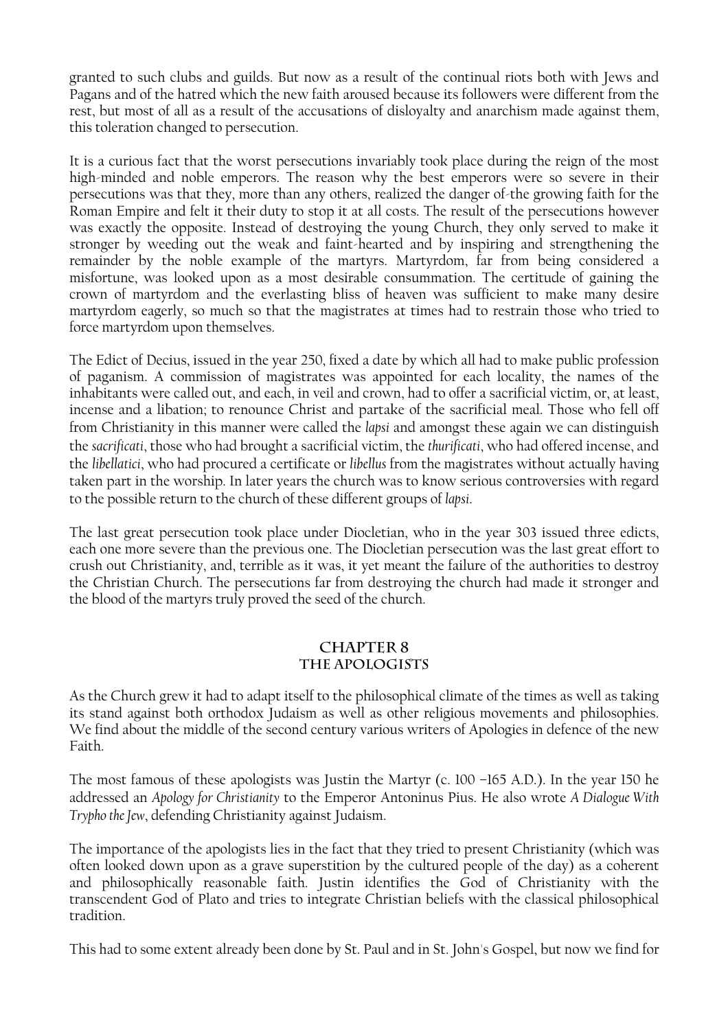granted to such clubs and guilds. But now as a result of the continual riots both with Jews and Pagans and of the hatred which the new faith aroused because its followers were different from the rest, but most of all as a result of the accusations of disloyalty and anarchism made against them, this toleration changed to persecution.

It is a curious fact that the worst persecutions invariably took place during the reign of the most high-minded and noble emperors. The reason why the best emperors were so severe in their persecutions was that they, more than any others, realized the danger of-the growing faith for the Roman Empire and felt it their duty to stop it at all costs. The result of the persecutions however was exactly the opposite. Instead of destroying the young Church, they only served to make it stronger by weeding out the weak and faint-hearted and by inspiring and strengthening the remainder by the noble example of the martyrs. Martyrdom, far from being considered a misfortune, was looked upon as a most desirable consummation. The certitude of gaining the crown of martyrdom and the everlasting bliss of heaven was sufficient to make many desire martyrdom eagerly, so much so that the magistrates at times had to restrain those who tried to force martyrdom upon themselves.

The Edict of Decius, issued in the year 250, fixed a date by which all had to make public profession of paganism. A commission of magistrates was appointed for each locality, the names of the inhabitants were called out, and each, in veil and crown, had to offer a sacrificial victim, or, at least, incense and a libation; to renounce Christ and partake of the sacrificial meal. Those who fell off from Christianity in this manner were called the *lapsi* and amongst these again we can distinguish the *sacrificati*, those who had brought a sacrificial victim, the *thurificati*, who had offered incense, and the *libellatici*, who had procured a certificate or *libellus* from the magistrates without actually having taken part in the worship. In later years the church was to know serious controversies with regard to the possible return to the church of these different groups of *lapsi*.

The last great persecution took place under Diocletian, who in the year 303 issued three edicts, each one more severe than the previous one. The Diocletian persecution was the last great effort to crush out Christianity, and, terrible as it was, it yet meant the failure of the authorities to destroy the Christian Church. The persecutions far from destroying the church had made it stronger and the blood of the martyrs truly proved the seed of the church.

## CHAPTER 8
## THE APOLOGISTS

As the Church grew it had to adapt itself to the philosophical climate of the times as well as taking its stand against both orthodox Judaism as well as other religious movements and philosophies. We find about the middle of the second century various writers of Apologies in defence of the new Faith.

The most famous of these apologists was Justin the Martyr (c. 100 –165 A.D.). In the year 150 he addressed an *Apology for Christianity* to the Emperor Antoninus Pius. He also wrote *A Dialogue With Trypho the Jew*, defending Christianity against Judaism.

The importance of the apologists lies in the fact that they tried to present Christianity (which was often looked down upon as a grave superstition by the cultured people of the day) as a coherent and philosophically reasonable faith. Justin identifies the God of Christianity with the transcendent God of Plato and tries to integrate Christian beliefs with the classical philosophical tradition.

This had to some extent already been done by St. Paul and in St. John's Gospel, but now we find for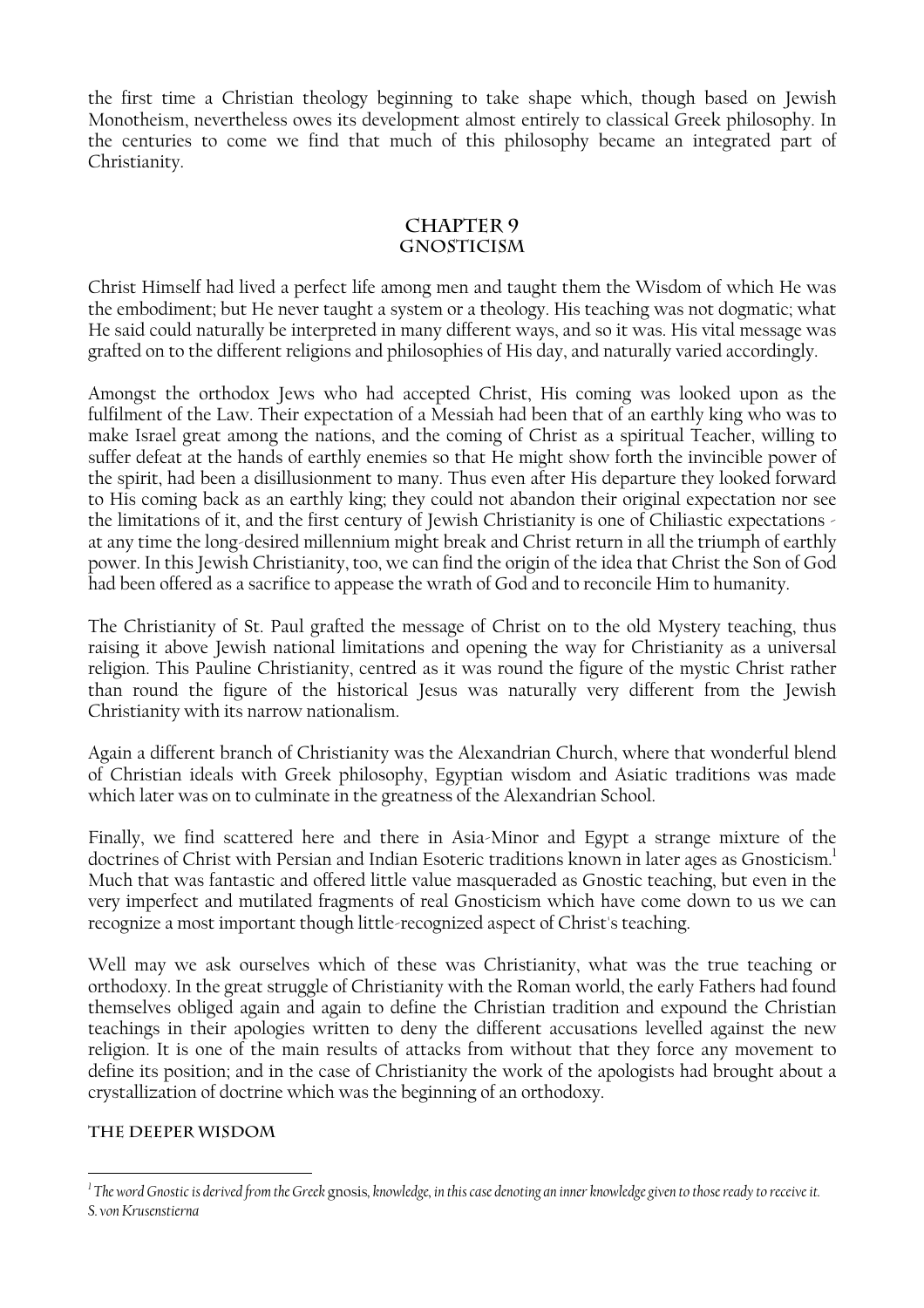the first time a Christian theology beginning to take shape which, though based on Jewish Monotheism, nevertheless owes its development almost entirely to classical Greek philosophy. In the centuries to come we find that much of this philosophy became an integrated part of Christianity.

## Chapter 9
## Gnosticism

Christ Himself had lived a perfect life among men and taught them the Wisdom of which He was the embodiment; but He never taught a system or a theology. His teaching was not dogmatic; what He said could naturally be interpreted in many different ways, and so it was. His vital message was grafted on to the different religions and philosophies of His day, and naturally varied accordingly.

Amongst the orthodox Jews who had accepted Christ, His coming was looked upon as the fulfilment of the Law. Their expectation of a Messiah had been that of an earthly king who was to make Israel great among the nations, and the coming of Christ as a spiritual Teacher, willing to suffer defeat at the hands of earthly enemies so that He might show forth the invincible power of the spirit, had been a disillusionment to many. Thus even after His departure they looked forward to His coming back as an earthly king; they could not abandon their original expectation nor see the limitations of it, and the first century of Jewish Christianity is one of Chiliastic expectations - at any time the long-desired millennium might break and Christ return in all the triumph of earthly power. In this Jewish Christianity, too, we can find the origin of the idea that Christ the Son of God had been offered as a sacrifice to appease the wrath of God and to reconcile Him to humanity.

The Christianity of St. Paul grafted the message of Christ on to the old Mystery teaching, thus raising it above Jewish national limitations and opening the way for Christianity as a universal religion. This Pauline Christianity, centred as it was round the figure of the mystic Christ rather than round the figure of the historical Jesus was naturally very different from the Jewish Christianity with its narrow nationalism.

Again a different branch of Christianity was the Alexandrian Church, where that wonderful blend of Christian ideals with Greek philosophy, Egyptian wisdom and Asiatic traditions was made which later was on to culminate in the greatness of the Alexandrian School.

Finally, we find scattered here and there in Asia-Minor and Egypt a strange mixture of the doctrines of Christ with Persian and Indian Esoteric traditions known in later ages as Gnosticism.[1] Much that was fantastic and offered little value masqueraded as Gnostic teaching, but even in the very imperfect and mutilated fragments of real Gnosticism which have come down to us we can recognize a most important though little-recognized aspect of Christ's teaching.

Well may we ask ourselves which of these was Christianity, what was the true teaching or orthodoxy. In the great struggle of Christianity with the Roman world, the early Fathers had found themselves obliged again and again to define the Christian tradition and expound the Christian teachings in their apologies written to deny the different accusations levelled against the new religion. It is one of the main results of attacks from without that they force any movement to define its position; and in the case of Christianity the work of the apologists had brought about a crystallization of doctrine which was the beginning of an orthodoxy.

### The Deeper Wisdom

---

[1] *The word Gnostic is derived from the Greek* gnosis, *knowledge, in this case denoting an inner knowledge given to those ready to receive it.*
*S. von Krusenstierna*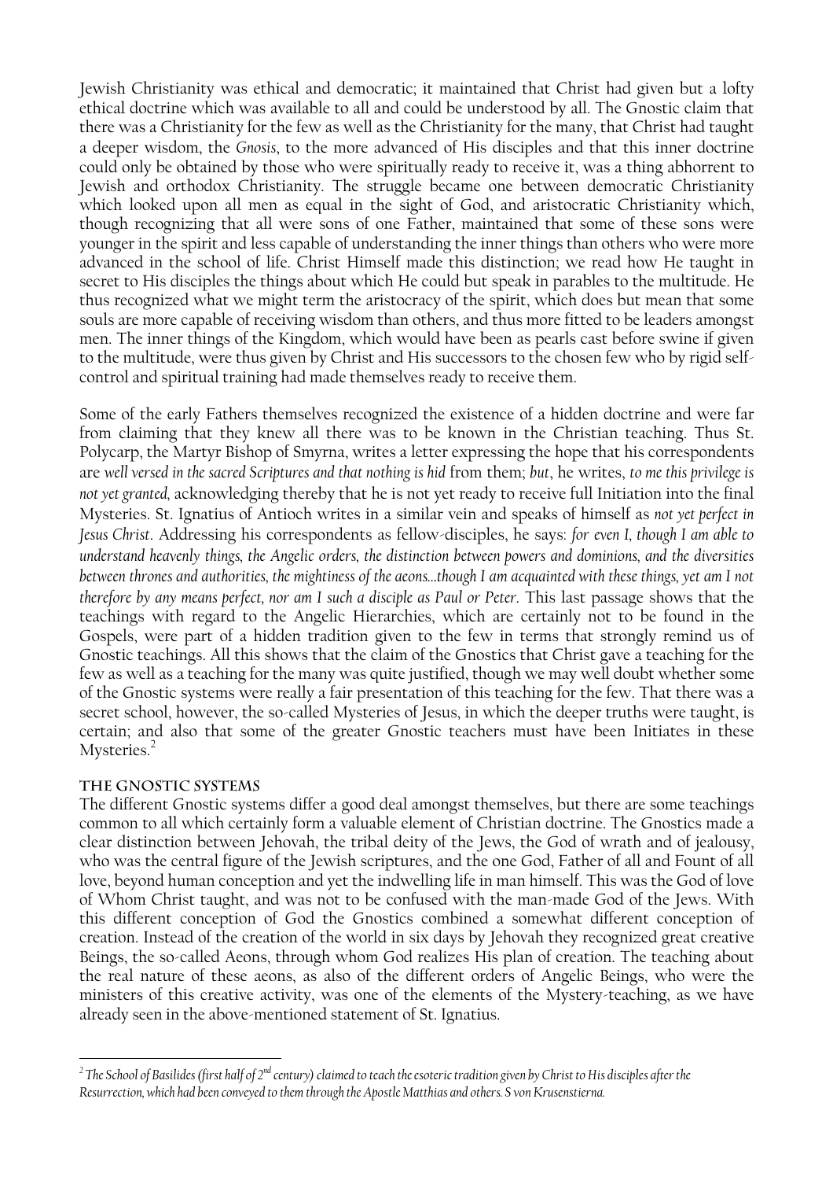Jewish Christianity was ethical and democratic; it maintained that Christ had given but a lofty ethical doctrine which was available to all and could be understood by all. The Gnostic claim that there was a Christianity for the few as well as the Christianity for the many, that Christ had taught a deeper wisdom, the *Gnosis*, to the more advanced of His disciples and that this inner doctrine could only be obtained by those who were spiritually ready to receive it, was a thing abhorrent to Jewish and orthodox Christianity. The struggle became one between democratic Christianity which looked upon all men as equal in the sight of God, and aristocratic Christianity which, though recognizing that all were sons of one Father, maintained that some of these sons were younger in the spirit and less capable of understanding the inner things than others who were more advanced in the school of life. Christ Himself made this distinction; we read how He taught in secret to His disciples the things about which He could but speak in parables to the multitude. He thus recognized what we might term the aristocracy of the spirit, which does but mean that some souls are more capable of receiving wisdom than others, and thus more fitted to be leaders amongst men. The inner things of the Kingdom, which would have been as pearls cast before swine if given to the multitude, were thus given by Christ and His successors to the chosen few who by rigid self-control and spiritual training had made themselves ready to receive them.

Some of the early Fathers themselves recognized the existence of a hidden doctrine and were far from claiming that they knew all there was to be known in the Christian teaching. Thus St. Polycarp, the Martyr Bishop of Smyrna, writes a letter expressing the hope that his correspondents are *well versed in the sacred Scriptures and that nothing is hid* from them; *but*, he writes, *to me this privilege is not yet granted*, acknowledging thereby that he is not yet ready to receive full Initiation into the final Mysteries. St. Ignatius of Antioch writes in a similar vein and speaks of himself as *not yet perfect in Jesus Christ*. Addressing his correspondents as fellow-disciples, he says: *for even I, though I am able to understand heavenly things, the Angelic orders, the distinction between powers and dominions, and the diversities between thrones and authorities, the mightiness of the aeons...though I am acquainted with these things, yet am I not therefore by any means perfect, nor am I such a disciple as Paul or Peter*. This last passage shows that the teachings with regard to the Angelic Hierarchies, which are certainly not to be found in the Gospels, were part of a hidden tradition given to the few in terms that strongly remind us of Gnostic teachings. All this shows that the claim of the Gnostics that Christ gave a teaching for the few as well as a teaching for the many was quite justified, though we may well doubt whether some of the Gnostic systems were really a fair presentation of this teaching for the few. That there was a secret school, however, the so-called Mysteries of Jesus, in which the deeper truths were taught, is certain; and also that some of the greater Gnostic teachers must have been Initiates in these Mysteries.[2]

## The Gnostic Systems

The different Gnostic systems differ a good deal amongst themselves, but there are some teachings common to all which certainly form a valuable element of Christian doctrine. The Gnostics made a clear distinction between Jehovah, the tribal deity of the Jews, the God of wrath and of jealousy, who was the central figure of the Jewish scriptures, and the one God, Father of all and Fount of all love, beyond human conception and yet the indwelling life in man himself. This was the God of love of Whom Christ taught, and was not to be confused with the man-made God of the Jews. With this different conception of God the Gnostics combined a somewhat different conception of creation. Instead of the creation of the world in six days by Jehovah they recognized great creative Beings, the so-called Aeons, through whom God realizes His plan of creation. The teaching about the real nature of these aeons, as also of the different orders of Angelic Beings, who were the ministers of this creative activity, was one of the elements of the Mystery-teaching, as we have already seen in the above-mentioned statement of St. Ignatius.

---

[2] *The School of Basilides (first half of 2nd century) claimed to teach the esoteric tradition given by Christ to His disciples after the Resurrection, which had been conveyed to them through the Apostle Matthias and others. S von Krusenstierna.*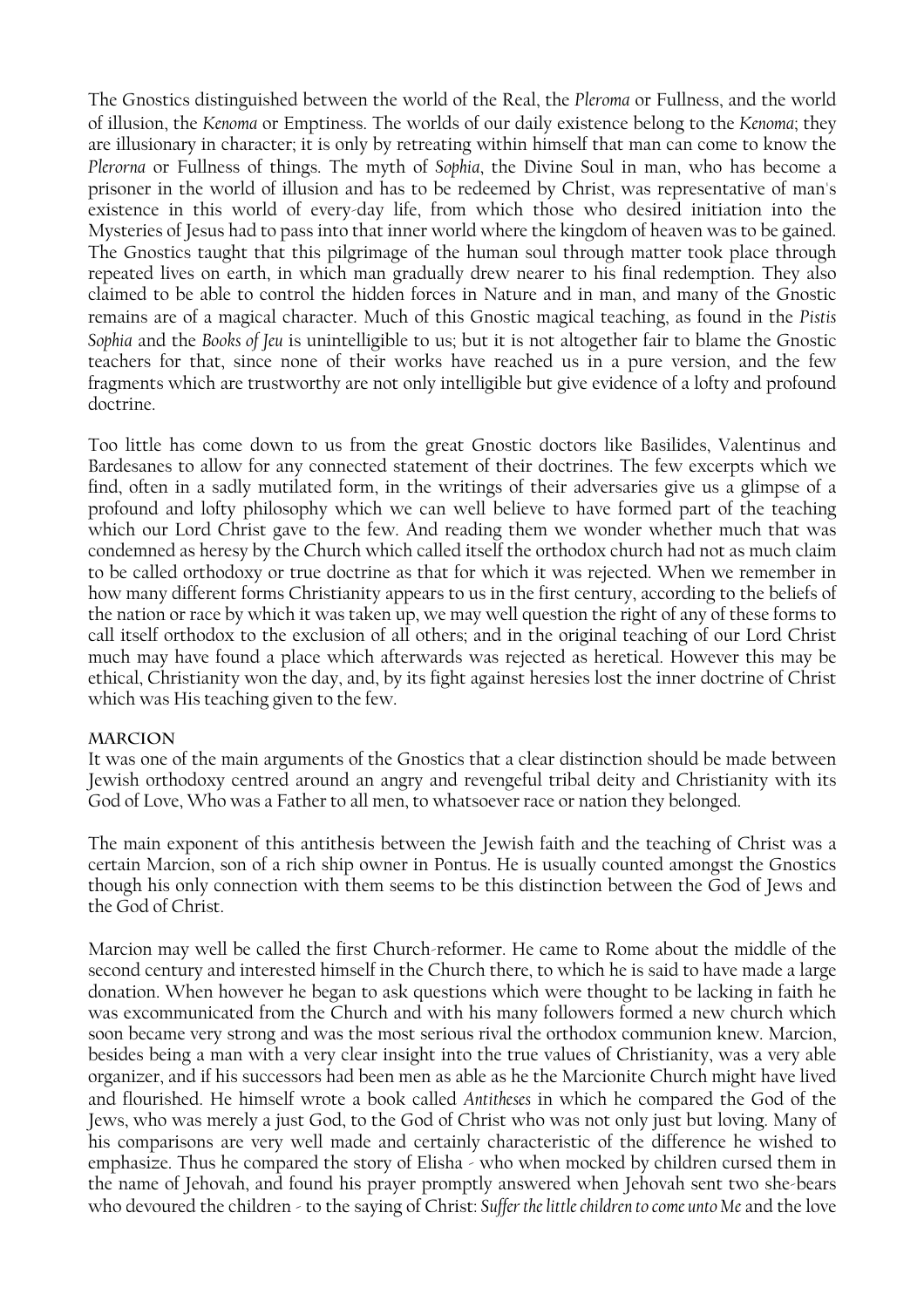The Gnostics distinguished between the world of the Real, the *Pleroma* or Fullness, and the world of illusion, the *Kenoma* or Emptiness. The worlds of our daily existence belong to the *Kenoma*; they are illusionary in character; it is only by retreating within himself that man can come to know the *Plerorna* or Fullness of things. The myth of *Sophia*, the Divine Soul in man, who has become a prisoner in the world of illusion and has to be redeemed by Christ, was representative of man's existence in this world of every-day life, from which those who desired initiation into the Mysteries of Jesus had to pass into that inner world where the kingdom of heaven was to be gained. The Gnostics taught that this pilgrimage of the human soul through matter took place through repeated lives on earth, in which man gradually drew nearer to his final redemption. They also claimed to be able to control the hidden forces in Nature and in man, and many of the Gnostic remains are of a magical character. Much of this Gnostic magical teaching, as found in the *Pistis Sophia* and the *Books of Jeu* is unintelligible to us; but it is not altogether fair to blame the Gnostic teachers for that, since none of their works have reached us in a pure version, and the few fragments which are trustworthy are not only intelligible but give evidence of a lofty and profound doctrine.

Too little has come down to us from the great Gnostic doctors like Basilides, Valentinus and Bardesanes to allow for any connected statement of their doctrines. The few excerpts which we find, often in a sadly mutilated form, in the writings of their adversaries give us a glimpse of a profound and lofty philosophy which we can well believe to have formed part of the teaching which our Lord Christ gave to the few. And reading them we wonder whether much that was condemned as heresy by the Church which called itself the orthodox church had not as much claim to be called orthodoxy or true doctrine as that for which it was rejected. When we remember in how many different forms Christianity appears to us in the first century, according to the beliefs of the nation or race by which it was taken up, we may well question the right of any of these forms to call itself orthodox to the exclusion of all others; and in the original teaching of our Lord Christ much may have found a place which afterwards was rejected as heretical. However this may be ethical, Christianity won the day, and, by its fight against heresies lost the inner doctrine of Christ which was His teaching given to the few.

**MARCION**

It was one of the main arguments of the Gnostics that a clear distinction should be made between Jewish orthodoxy centred around an angry and revengeful tribal deity and Christianity with its God of Love, Who was a Father to all men, to whatsoever race or nation they belonged.

The main exponent of this antithesis between the Jewish faith and the teaching of Christ was a certain Marcion, son of a rich ship owner in Pontus. He is usually counted amongst the Gnostics though his only connection with them seems to be this distinction between the God of Jews and the God of Christ.

Marcion may well be called the first Church-reformer. He came to Rome about the middle of the second century and interested himself in the Church there, to which he is said to have made a large donation. When however he began to ask questions which were thought to be lacking in faith he was excommunicated from the Church and with his many followers formed a new church which soon became very strong and was the most serious rival the orthodox communion knew. Marcion, besides being a man with a very clear insight into the true values of Christianity, was a very able organizer, and if his successors had been men as able as he the Marcionite Church might have lived and flourished. He himself wrote a book called *Antitheses* in which he compared the God of the Jews, who was merely a just God, to the God of Christ who was not only just but loving. Many of his comparisons are very well made and certainly characteristic of the difference he wished to emphasize. Thus he compared the story of Elisha - who when mocked by children cursed them in the name of Jehovah, and found his prayer promptly answered when Jehovah sent two she-bears who devoured the children - to the saying of Christ: *Suffer the little children to come unto Me* and the love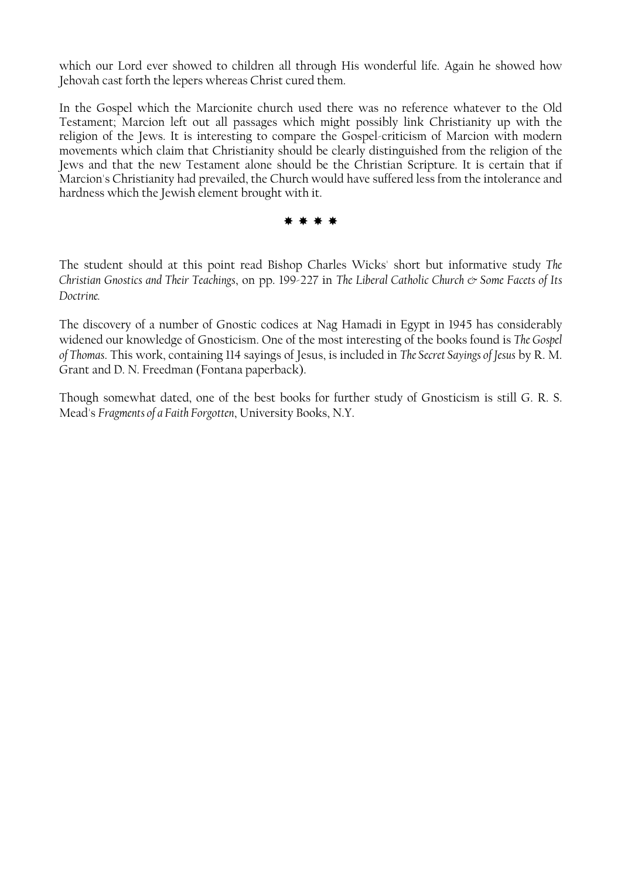which our Lord ever showed to children all through His wonderful life. Again he showed how Jehovah cast forth the lepers whereas Christ cured them.

In the Gospel which the Marcionite church used there was no reference whatever to the Old Testament; Marcion left out all passages which might possibly link Christianity up with the religion of the Jews. It is interesting to compare the Gospel-criticism of Marcion with modern movements which claim that Christianity should be clearly distinguished from the religion of the Jews and that the new Testament alone should be the Christian Scripture. It is certain that if Marcion's Christianity had prevailed, the Church would have suffered less from the intolerance and hardness which the Jewish element brought with it.

✸ ✸ ✸ ✸

The student should at this point read Bishop Charles Wicks' short but informative study *The Christian Gnostics and Their Teachings*, on pp. 199-227 in *The Liberal Catholic Church & Some Facets of Its Doctrine.*

The discovery of a number of Gnostic codices at Nag Hamadi in Egypt in 1945 has considerably widened our knowledge of Gnosticism. One of the most interesting of the books found is *The Gospel of Thomas*. This work, containing 114 sayings of Jesus, is included in *The Secret Sayings of Jesus* by R. M. Grant and D. N. Freedman (Fontana paperback).

Though somewhat dated, one of the best books for further study of Gnosticism is still G. R. S. Mead's *Fragments of a Faith Forgotten*, University Books, N.Y.